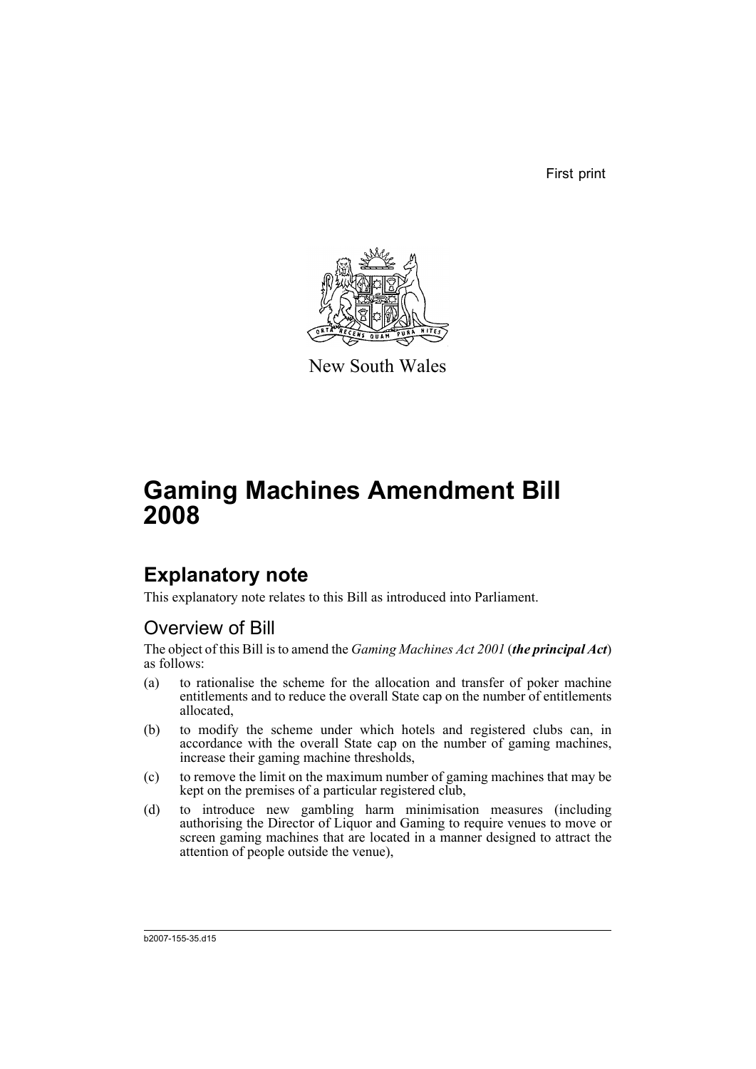First print

New South Wales

# Gaming Machines Amendment Bill 2008

## Explanatory note

This explanatory note relates to this Bill as introduced into Parliament.

### Overview of Bill

The object of this Bill is to amend the *Gaming Machines Act 2001* (***the principal Act***) as follows:

(a) to rationalise the scheme for the allocation and transfer of poker machine entitlements and to reduce the overall State cap on the number of entitlements allocated,

(b) to modify the scheme under which hotels and registered clubs can, in accordance with the overall State cap on the number of gaming machines, increase their gaming machine thresholds,

(c) to remove the limit on the maximum number of gaming machines that may be kept on the premises of a particular registered club,

(d) to introduce new gambling harm minimisation measures (including authorising the Director of Liquor and Gaming to require venues to move or screen gaming machines that are located in a manner designed to attract the attention of people outside the venue),

b2007-155-35.d15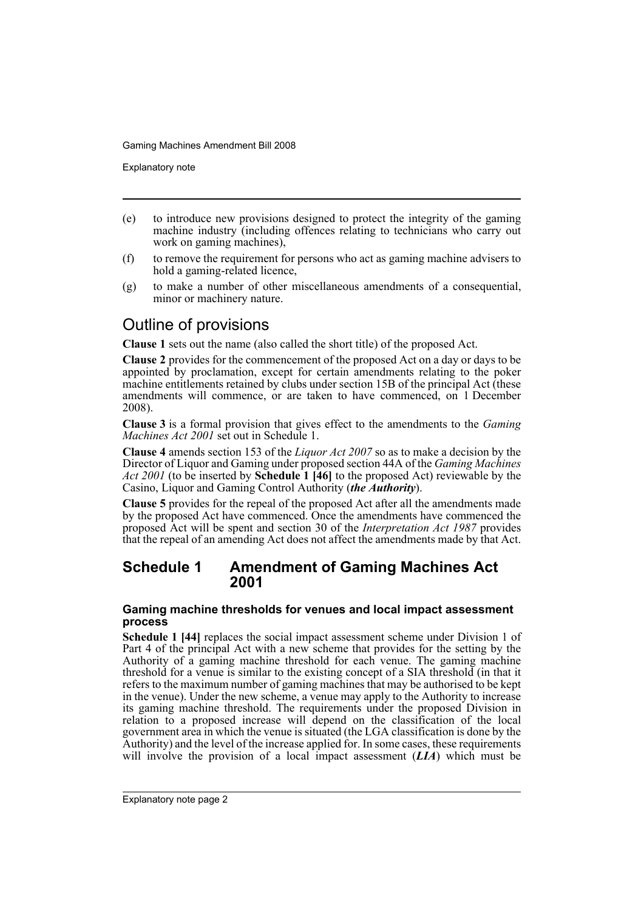(e) to introduce new provisions designed to protect the integrity of the gaming machine industry (including offences relating to technicians who carry out work on gaming machines),

(f) to remove the requirement for persons who act as gaming machine advisers to hold a gaming-related licence,

(g) to make a number of other miscellaneous amendments of a consequential, minor or machinery nature.

## Outline of provisions

**Clause 1** sets out the name (also called the short title) of the proposed Act.

**Clause 2** provides for the commencement of the proposed Act on a day or days to be appointed by proclamation, except for certain amendments relating to the poker machine entitlements retained by clubs under section 15B of the principal Act (these amendments will commence, or are taken to have commenced, on 1 December 2008).

**Clause 3** is a formal provision that gives effect to the amendments to the *Gaming Machines Act 2001* set out in Schedule 1.

**Clause 4** amends section 153 of the *Liquor Act 2007* so as to make a decision by the Director of Liquor and Gaming under proposed section 44A of the *Gaming Machines Act 2001* (to be inserted by **Schedule 1 [46]** to the proposed Act) reviewable by the Casino, Liquor and Gaming Control Authority (***the Authority***).

**Clause 5** provides for the repeal of the proposed Act after all the amendments made by the proposed Act have commenced. Once the amendments have commenced the proposed Act will be spent and section 30 of the *Interpretation Act 1987* provides that the repeal of an amending Act does not affect the amendments made by that Act.

## Schedule 1 Amendment of Gaming Machines Act 2001

### Gaming machine thresholds for venues and local impact assessment process

**Schedule 1 [44]** replaces the social impact assessment scheme under Division 1 of Part 4 of the principal Act with a new scheme that provides for the setting by the Authority of a gaming machine threshold for each venue. The gaming machine threshold for a venue is similar to the existing concept of a SIA threshold (in that it refers to the maximum number of gaming machines that may be authorised to be kept in the venue). Under the new scheme, a venue may apply to the Authority to increase its gaming machine threshold. The requirements under the proposed Division in relation to a proposed increase will depend on the classification of the local government area in which the venue is situated (the LGA classification is done by the Authority) and the level of the increase applied for. In some cases, these requirements will involve the provision of a local impact assessment (***LIA***) which must be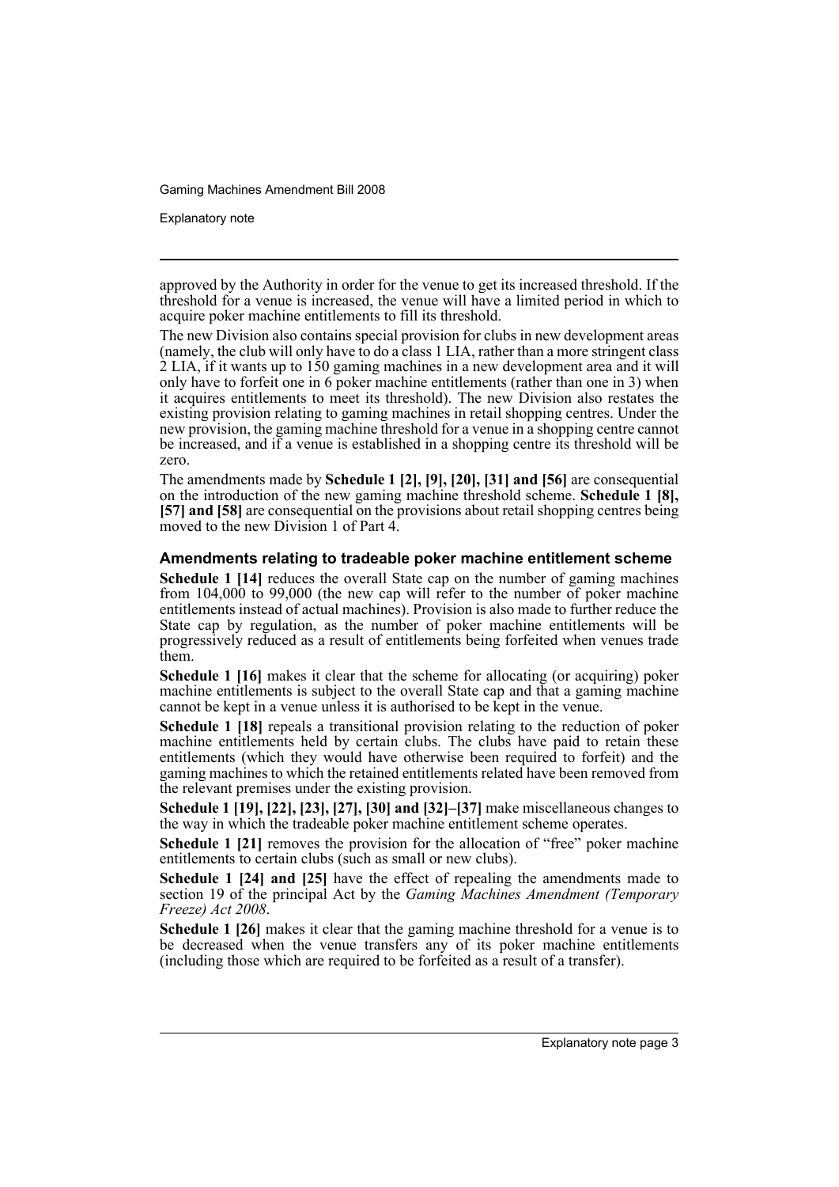approved by the Authority in order for the venue to get its increased threshold. If the threshold for a venue is increased, the venue will have a limited period in which to acquire poker machine entitlements to fill its threshold.

The new Division also contains special provision for clubs in new development areas (namely, the club will only have to do a class 1 LIA, rather than a more stringent class 2 LIA, if it wants up to 150 gaming machines in a new development area and it will only have to forfeit one in 6 poker machine entitlements (rather than one in 3) when it acquires entitlements to meet its threshold). The new Division also restates the existing provision relating to gaming machines in retail shopping centres. Under the new provision, the gaming machine threshold for a venue in a shopping centre cannot be increased, and if a venue is established in a shopping centre its threshold will be zero.

The amendments made by **Schedule 1 [2], [9], [20], [31] and [56]** are consequential on the introduction of the new gaming machine threshold scheme. **Schedule 1 [8], [57] and [58]** are consequential on the provisions about retail shopping centres being moved to the new Division 1 of Part 4.

### Amendments relating to tradeable poker machine entitlement scheme

**Schedule 1 [14]** reduces the overall State cap on the number of gaming machines from 104,000 to 99,000 (the new cap will refer to the number of poker machine entitlements instead of actual machines). Provision is also made to further reduce the State cap by regulation, as the number of poker machine entitlements will be progressively reduced as a result of entitlements being forfeited when venues trade them.

**Schedule 1 [16]** makes it clear that the scheme for allocating (or acquiring) poker machine entitlements is subject to the overall State cap and that a gaming machine cannot be kept in a venue unless it is authorised to be kept in the venue.

**Schedule 1 [18]** repeals a transitional provision relating to the reduction of poker machine entitlements held by certain clubs. The clubs have paid to retain these entitlements (which they would have otherwise been required to forfeit) and the gaming machines to which the retained entitlements related have been removed from the relevant premises under the existing provision.

**Schedule 1 [19], [22], [23], [27], [30] and [32]–[37]** make miscellaneous changes to the way in which the tradeable poker machine entitlement scheme operates.

**Schedule 1 [21]** removes the provision for the allocation of "free" poker machine entitlements to certain clubs (such as small or new clubs).

**Schedule 1 [24] and [25]** have the effect of repealing the amendments made to section 19 of the principal Act by the *Gaming Machines Amendment (Temporary Freeze) Act 2008*.

**Schedule 1 [26]** makes it clear that the gaming machine threshold for a venue is to be decreased when the venue transfers any of its poker machine entitlements (including those which are required to be forfeited as a result of a transfer).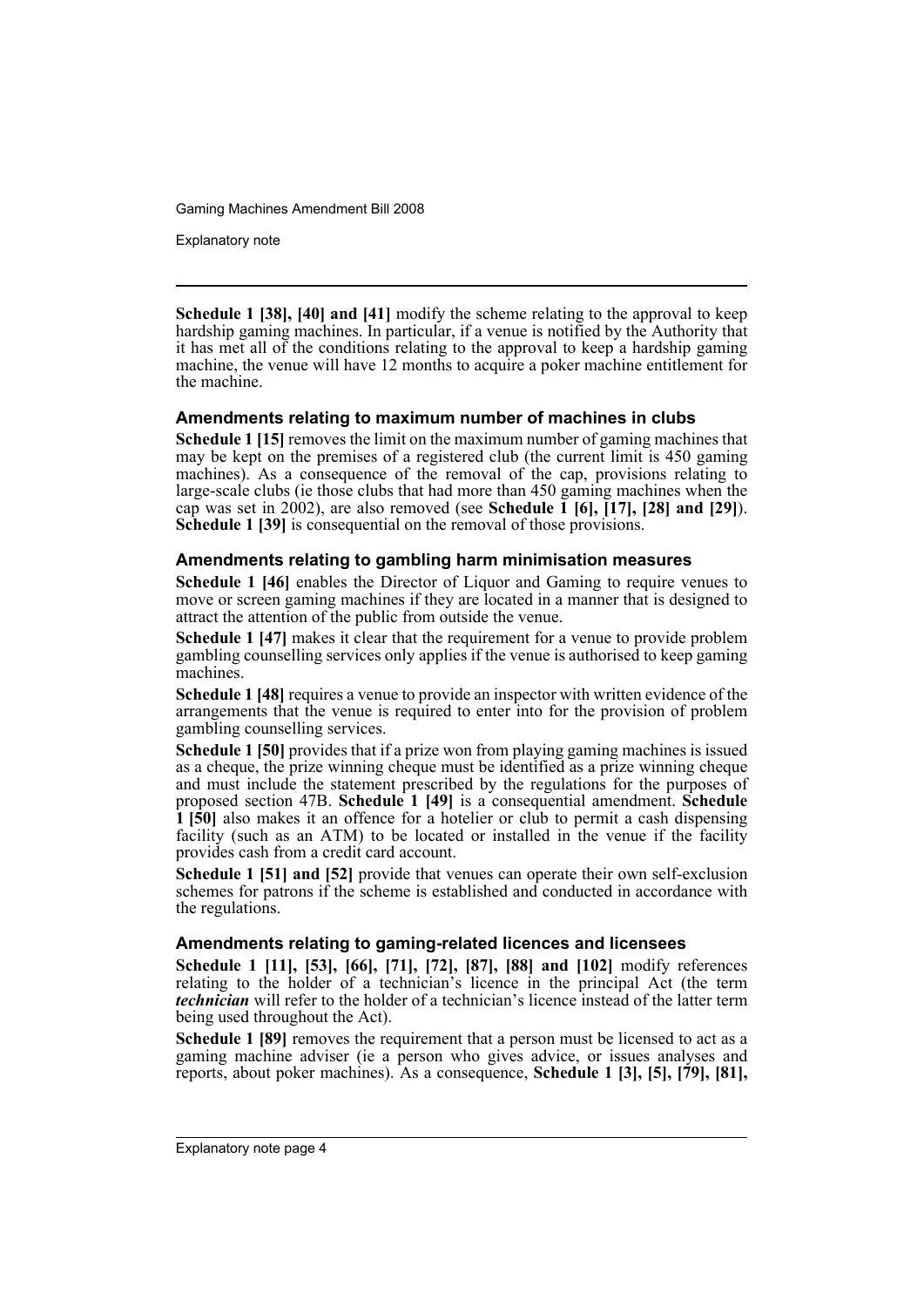**Schedule 1 [38], [40] and [41]** modify the scheme relating to the approval to keep hardship gaming machines. In particular, if a venue is notified by the Authority that it has met all of the conditions relating to the approval to keep a hardship gaming machine, the venue will have 12 months to acquire a poker machine entitlement for the machine.

### Amendments relating to maximum number of machines in clubs

**Schedule 1 [15]** removes the limit on the maximum number of gaming machines that may be kept on the premises of a registered club (the current limit is 450 gaming machines). As a consequence of the removal of the cap, provisions relating to large-scale clubs (ie those clubs that had more than 450 gaming machines when the cap was set in 2002), are also removed (see **Schedule 1 [6], [17], [28] and [29]**). **Schedule 1 [39]** is consequential on the removal of those provisions.

### Amendments relating to gambling harm minimisation measures

**Schedule 1 [46]** enables the Director of Liquor and Gaming to require venues to move or screen gaming machines if they are located in a manner that is designed to attract the attention of the public from outside the venue.

**Schedule 1 [47]** makes it clear that the requirement for a venue to provide problem gambling counselling services only applies if the venue is authorised to keep gaming machines.

**Schedule 1 [48]** requires a venue to provide an inspector with written evidence of the arrangements that the venue is required to enter into for the provision of problem gambling counselling services.

**Schedule 1 [50]** provides that if a prize won from playing gaming machines is issued as a cheque, the prize winning cheque must be identified as a prize winning cheque and must include the statement prescribed by the regulations for the purposes of proposed section 47B. **Schedule 1 [49]** is a consequential amendment. **Schedule 1 [50]** also makes it an offence for a hotelier or club to permit a cash dispensing facility (such as an ATM) to be located or installed in the venue if the facility provides cash from a credit card account.

**Schedule 1 [51] and [52]** provide that venues can operate their own self-exclusion schemes for patrons if the scheme is established and conducted in accordance with the regulations.

### Amendments relating to gaming-related licences and licensees

**Schedule 1 [11], [53], [66], [71], [72], [87], [88] and [102]** modify references relating to the holder of a technician's licence in the principal Act (the term ***technician*** will refer to the holder of a technician's licence instead of the latter term being used throughout the Act).

**Schedule 1 [89]** removes the requirement that a person must be licensed to act as a gaming machine adviser (ie a person who gives advice, or issues analyses and reports, about poker machines). As a consequence, **Schedule 1 [3], [5], [79], [81],**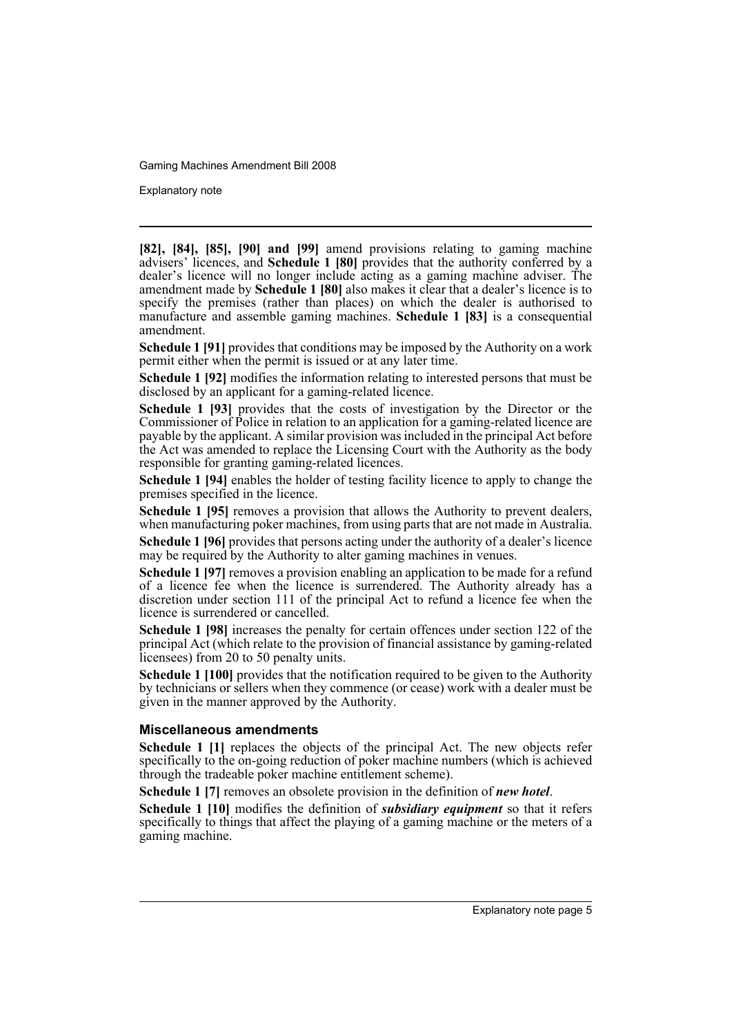**[82], [84], [85], [90] and [99]** amend provisions relating to gaming machine advisers' licences, and **Schedule 1 [80]** provides that the authority conferred by a dealer's licence will no longer include acting as a gaming machine adviser. The amendment made by **Schedule 1 [80]** also makes it clear that a dealer's licence is to specify the premises (rather than places) on which the dealer is authorised to manufacture and assemble gaming machines. **Schedule 1 [83]** is a consequential amendment.

**Schedule 1 [91]** provides that conditions may be imposed by the Authority on a work permit either when the permit is issued or at any later time.

**Schedule 1 [92]** modifies the information relating to interested persons that must be disclosed by an applicant for a gaming-related licence.

**Schedule 1 [93]** provides that the costs of investigation by the Director or the Commissioner of Police in relation to an application for a gaming-related licence are payable by the applicant. A similar provision was included in the principal Act before the Act was amended to replace the Licensing Court with the Authority as the body responsible for granting gaming-related licences.

**Schedule 1 [94]** enables the holder of testing facility licence to apply to change the premises specified in the licence.

**Schedule 1 [95]** removes a provision that allows the Authority to prevent dealers, when manufacturing poker machines, from using parts that are not made in Australia.

**Schedule 1 [96]** provides that persons acting under the authority of a dealer's licence may be required by the Authority to alter gaming machines in venues.

**Schedule 1 [97]** removes a provision enabling an application to be made for a refund of a licence fee when the licence is surrendered. The Authority already has a discretion under section 111 of the principal Act to refund a licence fee when the licence is surrendered or cancelled.

**Schedule 1 [98]** increases the penalty for certain offences under section 122 of the principal Act (which relate to the provision of financial assistance by gaming-related licensees) from 20 to 50 penalty units.

**Schedule 1 [100]** provides that the notification required to be given to the Authority by technicians or sellers when they commence (or cease) work with a dealer must be given in the manner approved by the Authority.

### Miscellaneous amendments

**Schedule 1 [1]** replaces the objects of the principal Act. The new objects refer specifically to the on-going reduction of poker machine numbers (which is achieved through the tradeable poker machine entitlement scheme).

**Schedule 1 [7]** removes an obsolete provision in the definition of ***new hotel***.

**Schedule 1 [10]** modifies the definition of ***subsidiary equipment*** so that it refers specifically to things that affect the playing of a gaming machine or the meters of a gaming machine.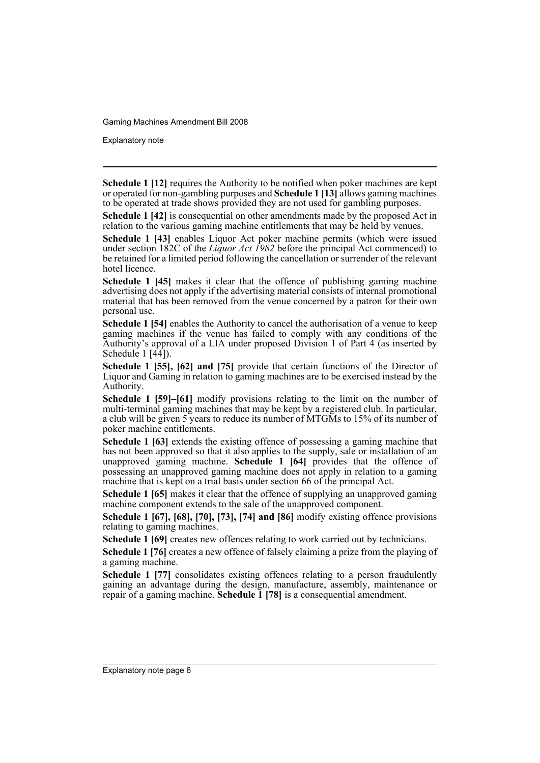**Schedule 1 [12]** requires the Authority to be notified when poker machines are kept or operated for non-gambling purposes and **Schedule 1 [13]** allows gaming machines to be operated at trade shows provided they are not used for gambling purposes.

**Schedule 1 [42]** is consequential on other amendments made by the proposed Act in relation to the various gaming machine entitlements that may be held by venues.

**Schedule 1 [43]** enables Liquor Act poker machine permits (which were issued under section 182C of the *Liquor Act 1982* before the principal Act commenced) to be retained for a limited period following the cancellation or surrender of the relevant hotel licence.

**Schedule 1 [45]** makes it clear that the offence of publishing gaming machine advertising does not apply if the advertising material consists of internal promotional material that has been removed from the venue concerned by a patron for their own personal use.

**Schedule 1 [54]** enables the Authority to cancel the authorisation of a venue to keep gaming machines if the venue has failed to comply with any conditions of the Authority's approval of a LIA under proposed Division 1 of Part 4 (as inserted by Schedule 1 [44]).

**Schedule 1 [55], [62] and [75]** provide that certain functions of the Director of Liquor and Gaming in relation to gaming machines are to be exercised instead by the Authority.

**Schedule 1 [59]–[61]** modify provisions relating to the limit on the number of multi-terminal gaming machines that may be kept by a registered club. In particular, a club will be given 5 years to reduce its number of MTGMs to 15% of its number of poker machine entitlements.

**Schedule 1 [63]** extends the existing offence of possessing a gaming machine that has not been approved so that it also applies to the supply, sale or installation of an unapproved gaming machine. **Schedule 1 [64]** provides that the offence of possessing an unapproved gaming machine does not apply in relation to a gaming machine that is kept on a trial basis under section 66 of the principal Act.

**Schedule 1 [65]** makes it clear that the offence of supplying an unapproved gaming machine component extends to the sale of the unapproved component.

**Schedule 1 [67], [68], [70], [73], [74] and [86]** modify existing offence provisions relating to gaming machines.

**Schedule 1 [69]** creates new offences relating to work carried out by technicians.

**Schedule 1 [76]** creates a new offence of falsely claiming a prize from the playing of a gaming machine.

**Schedule 1 [77]** consolidates existing offences relating to a person fraudulently gaining an advantage during the design, manufacture, assembly, maintenance or repair of a gaming machine. **Schedule 1 [78]** is a consequential amendment.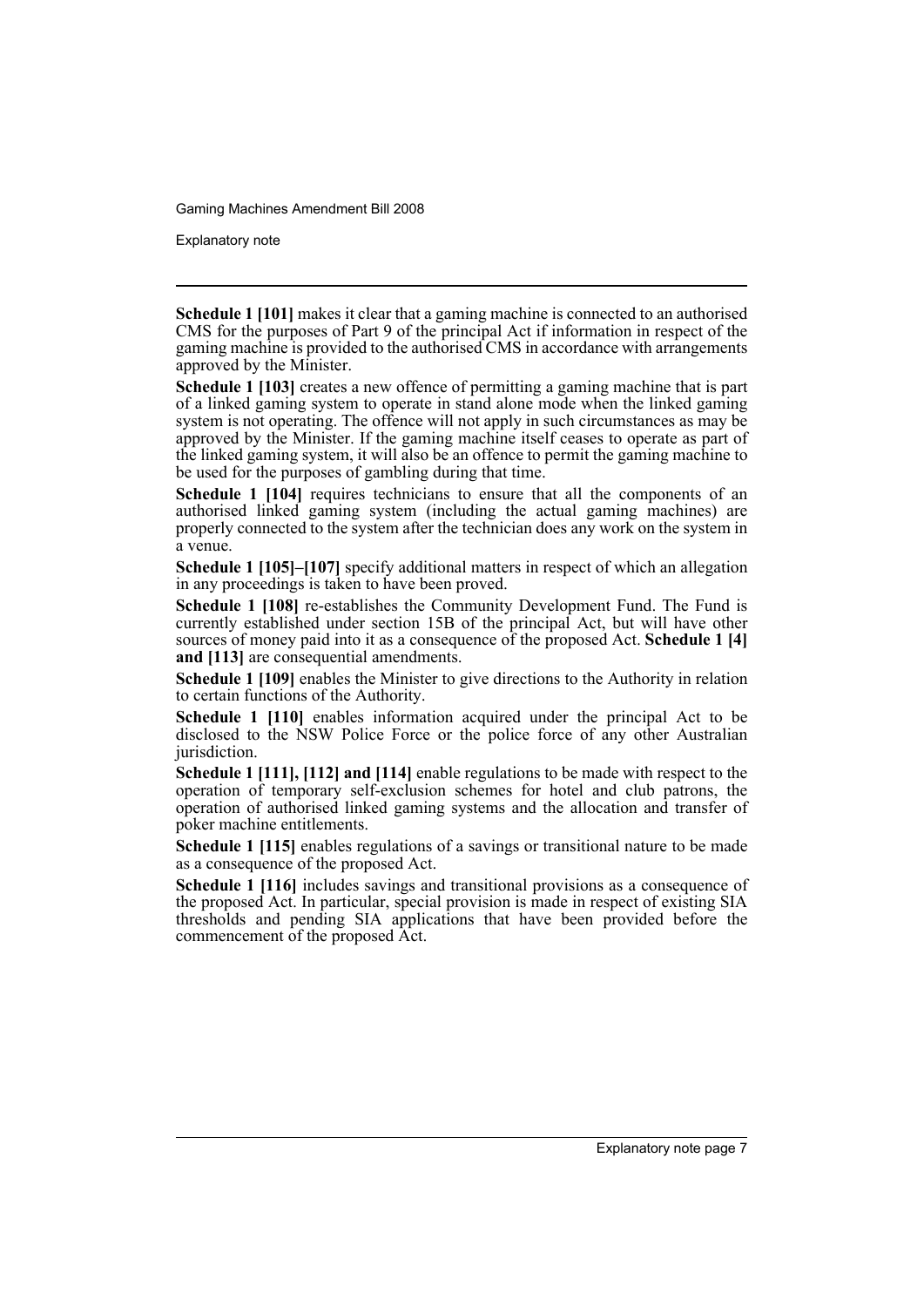**Schedule 1 [101]** makes it clear that a gaming machine is connected to an authorised CMS for the purposes of Part 9 of the principal Act if information in respect of the gaming machine is provided to the authorised CMS in accordance with arrangements approved by the Minister.

**Schedule 1 [103]** creates a new offence of permitting a gaming machine that is part of a linked gaming system to operate in stand alone mode when the linked gaming system is not operating. The offence will not apply in such circumstances as may be approved by the Minister. If the gaming machine itself ceases to operate as part of the linked gaming system, it will also be an offence to permit the gaming machine to be used for the purposes of gambling during that time.

**Schedule 1 [104]** requires technicians to ensure that all the components of an authorised linked gaming system (including the actual gaming machines) are properly connected to the system after the technician does any work on the system in a venue.

**Schedule 1 [105]–[107]** specify additional matters in respect of which an allegation in any proceedings is taken to have been proved.

**Schedule 1 [108]** re-establishes the Community Development Fund. The Fund is currently established under section 15B of the principal Act, but will have other sources of money paid into it as a consequence of the proposed Act. **Schedule 1 [4] and [113]** are consequential amendments.

**Schedule 1 [109]** enables the Minister to give directions to the Authority in relation to certain functions of the Authority.

**Schedule 1 [110]** enables information acquired under the principal Act to be disclosed to the NSW Police Force or the police force of any other Australian jurisdiction.

**Schedule 1 [111], [112] and [114]** enable regulations to be made with respect to the operation of temporary self-exclusion schemes for hotel and club patrons, the operation of authorised linked gaming systems and the allocation and transfer of poker machine entitlements.

**Schedule 1 [115]** enables regulations of a savings or transitional nature to be made as a consequence of the proposed Act.

**Schedule 1 [116]** includes savings and transitional provisions as a consequence of the proposed Act. In particular, special provision is made in respect of existing SIA thresholds and pending SIA applications that have been provided before the commencement of the proposed Act.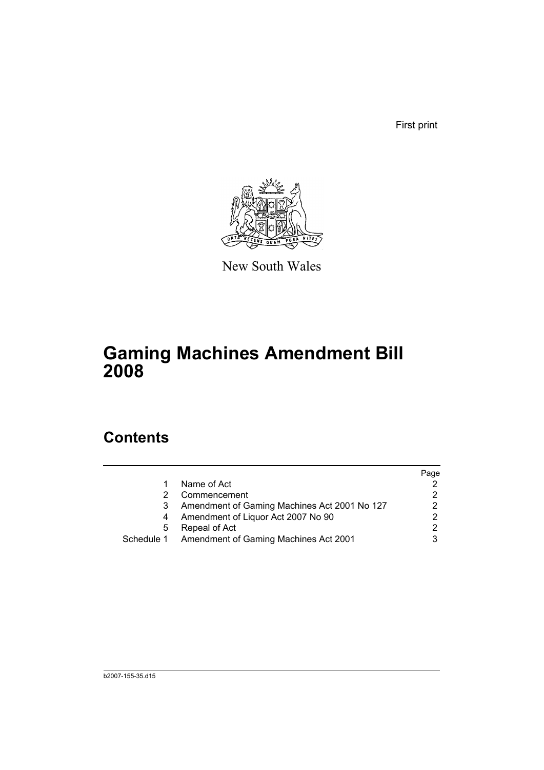First print

New South Wales

# Gaming Machines Amendment Bill 2008

## Contents

| | | Page |
|---|---|---|
| 1 | Name of Act | 2 |
| 2 | Commencement | 2 |
| 3 | Amendment of Gaming Machines Act 2001 No 127 | 2 |
| 4 | Amendment of Liquor Act 2007 No 90 | 2 |
| 5 | Repeal of Act | 2 |
| Schedule 1 | Amendment of Gaming Machines Act 2001 | 3 |

b2007-155-35.d15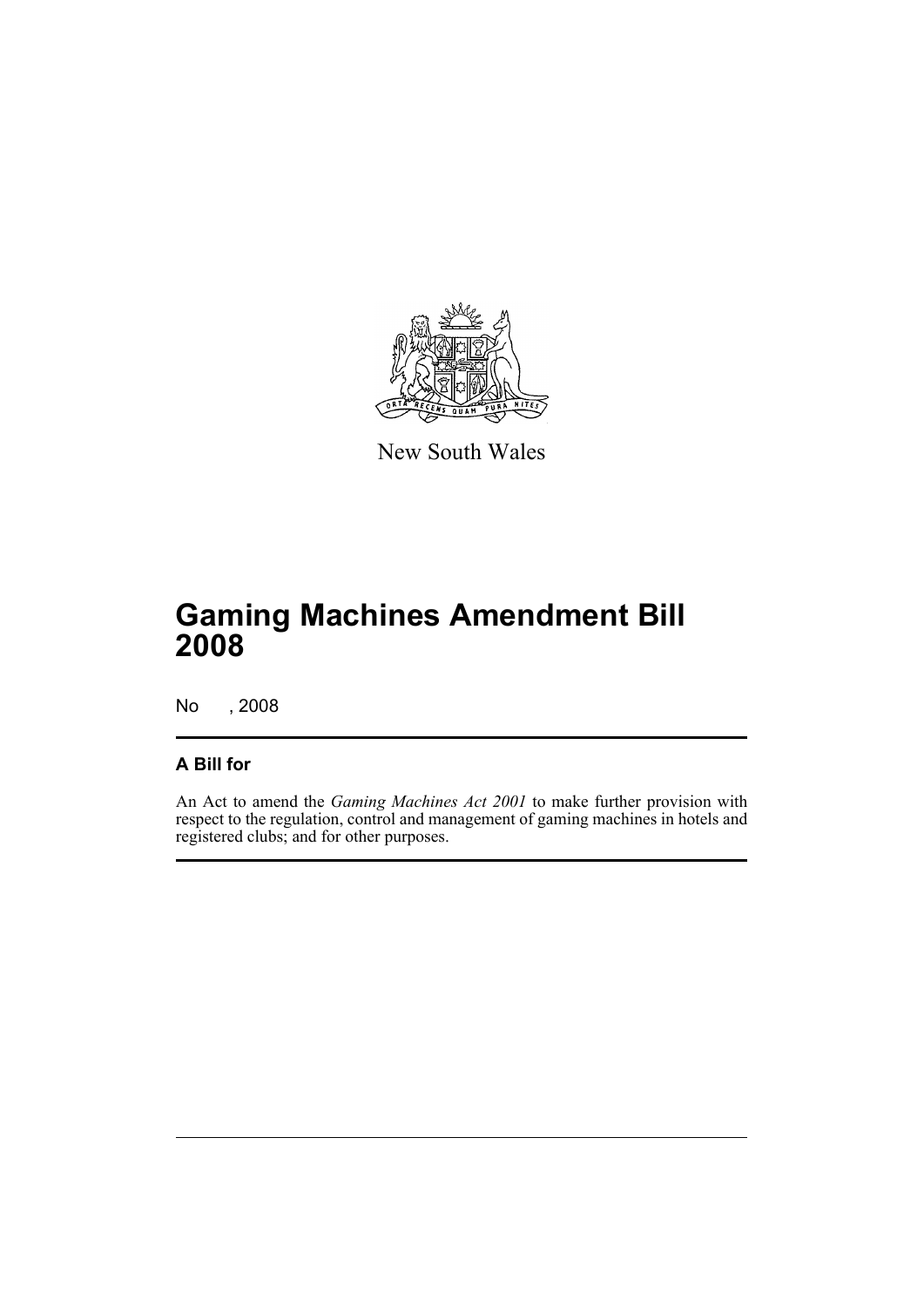New South Wales

# Gaming Machines Amendment Bill 2008

No , 2008

## A Bill for

An Act to amend the *Gaming Machines Act 2001* to make further provision with respect to the regulation, control and management of gaming machines in hotels and registered clubs; and for other purposes.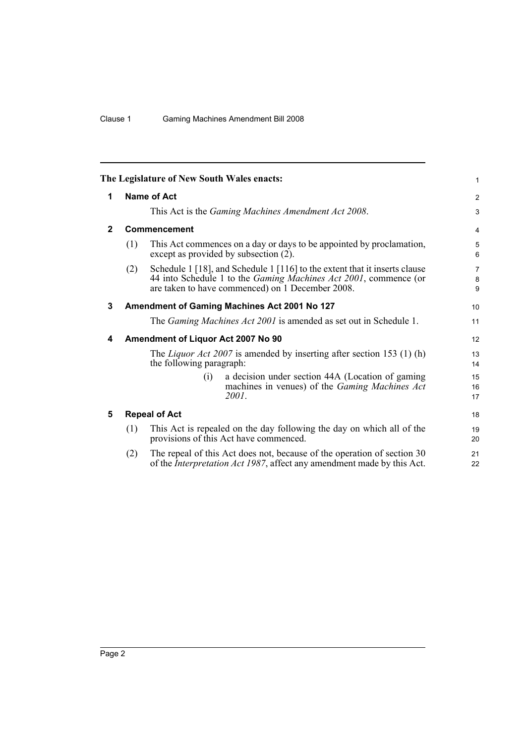**The Legislature of New South Wales enacts:**

## 1 Name of Act

This Act is the *Gaming Machines Amendment Act 2008*.

## 2 Commencement

(1) This Act commences on a day or days to be appointed by proclamation, except as provided by subsection (2).

(2) Schedule 1 [18], and Schedule 1 [116] to the extent that it inserts clause 44 into Schedule 1 to the *Gaming Machines Act 2001*, commence (or are taken to have commenced) on 1 December 2008.

## 3 Amendment of Gaming Machines Act 2001 No 127

The *Gaming Machines Act 2001* is amended as set out in Schedule 1.

## 4 Amendment of Liquor Act 2007 No 90

The *Liquor Act 2007* is amended by inserting after section 153 (1) (h) the following paragraph:

(i) a decision under section 44A (Location of gaming machines in venues) of the *Gaming Machines Act 2001*.

## 5 Repeal of Act

(1) This Act is repealed on the day following the day on which all of the provisions of this Act have commenced.

(2) The repeal of this Act does not, because of the operation of section 30 of the *Interpretation Act 1987*, affect any amendment made by this Act.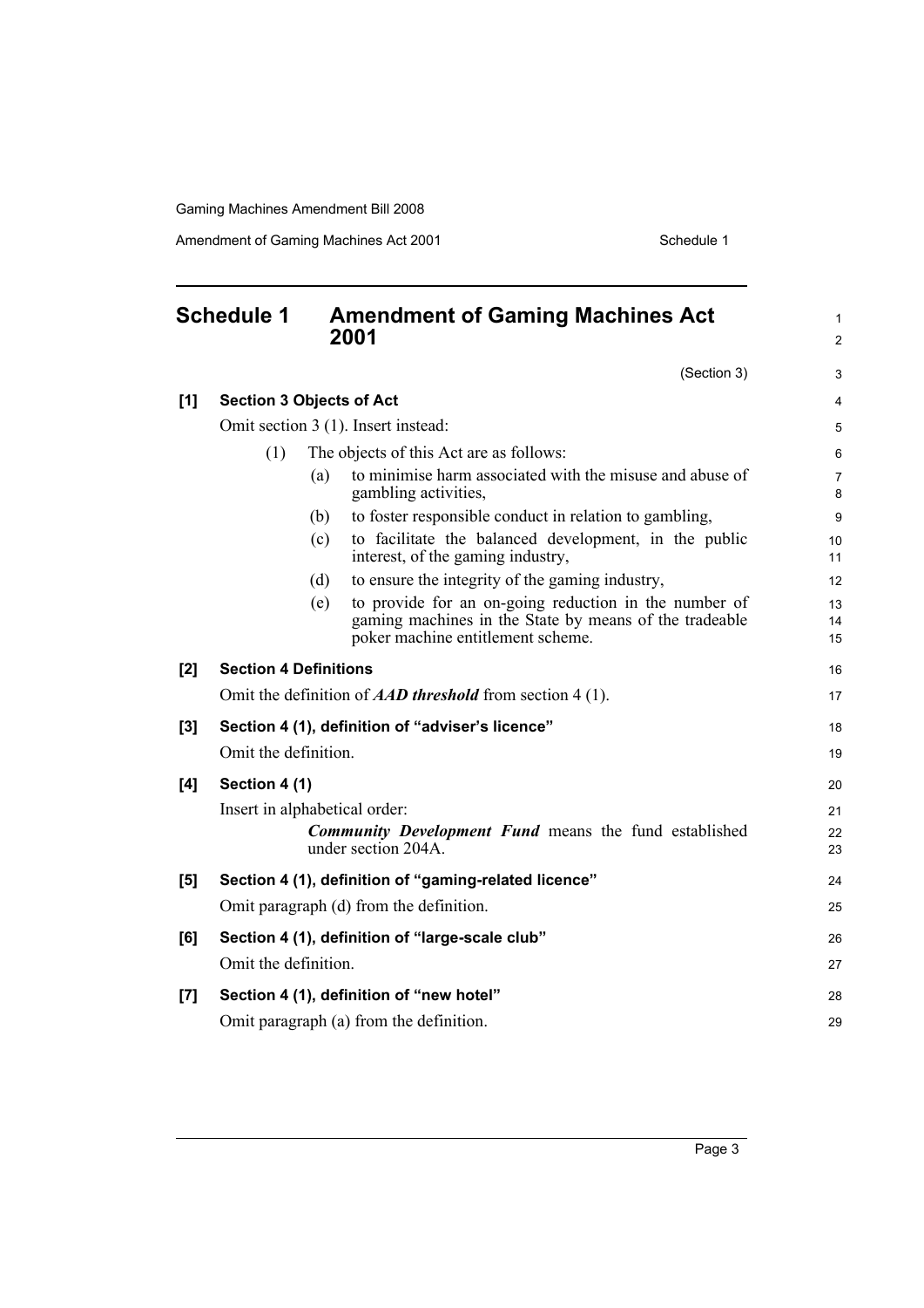# Schedule 1 Amendment of Gaming Machines Act 2001

(Section 3)

**[1] Section 3 Objects of Act**

Omit section 3 (1). Insert instead:

(1) The objects of this Act are as follows:

(a) to minimise harm associated with the misuse and abuse of gambling activities,

(b) to foster responsible conduct in relation to gambling,

(c) to facilitate the balanced development, in the public interest, of the gaming industry,

(d) to ensure the integrity of the gaming industry,

(e) to provide for an on-going reduction in the number of gaming machines in the State by means of the tradeable poker machine entitlement scheme.

**[2] Section 4 Definitions**

Omit the definition of ***AAD threshold*** from section 4 (1).

**[3] Section 4 (1), definition of "adviser's licence"**

Omit the definition.

**[4] Section 4 (1)**

Insert in alphabetical order:

***Community Development Fund*** means the fund established under section 204A.

**[5] Section 4 (1), definition of "gaming-related licence"**

Omit paragraph (d) from the definition.

**[6] Section 4 (1), definition of "large-scale club"**

Omit the definition.

**[7] Section 4 (1), definition of "new hotel"**

Omit paragraph (a) from the definition.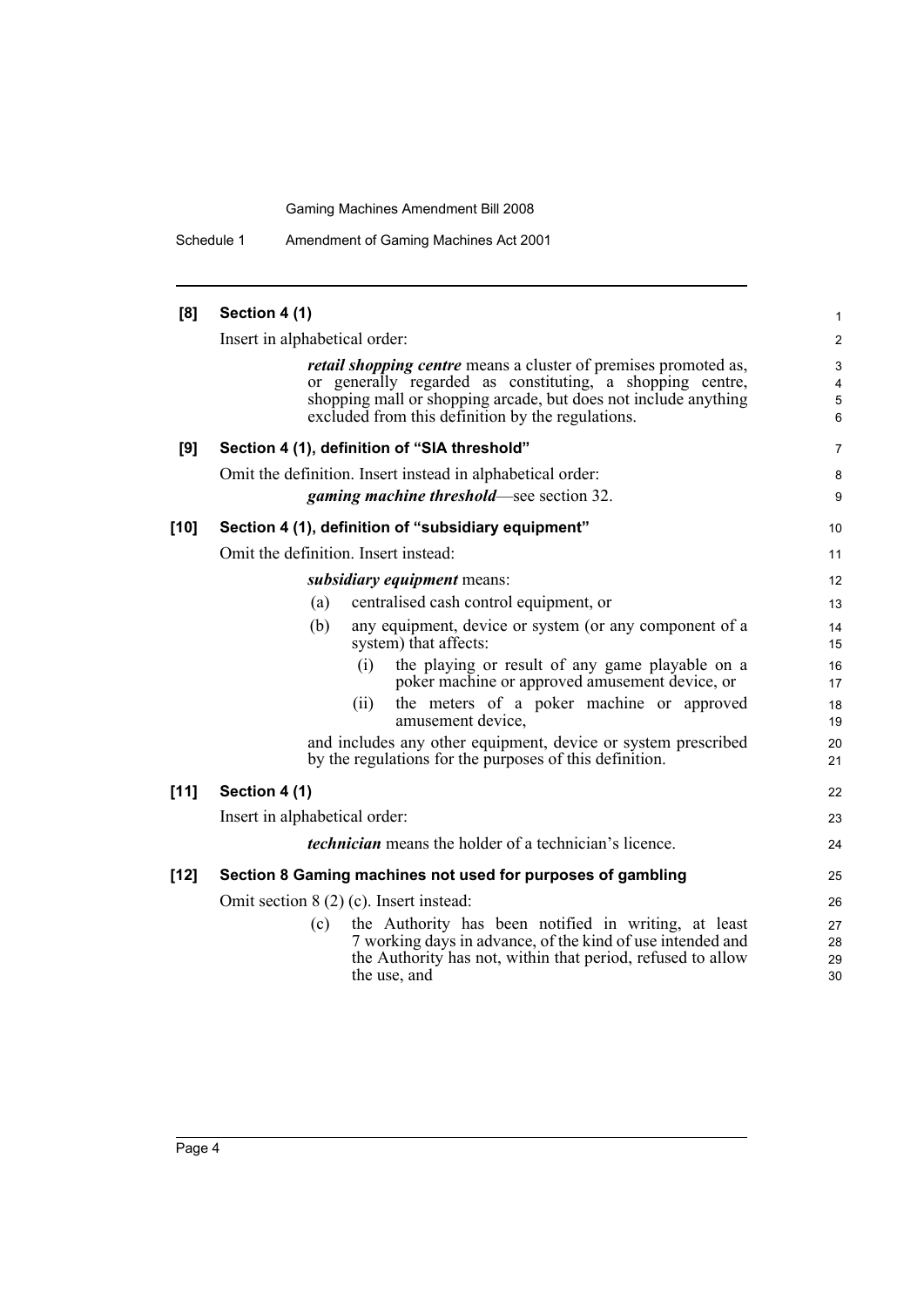**[8] Section 4 (1)**

Insert in alphabetical order:

> ***retail shopping centre*** means a cluster of premises promoted as, or generally regarded as constituting, a shopping centre, shopping mall or shopping arcade, but does not include anything excluded from this definition by the regulations.

**[9] Section 4 (1), definition of "SIA threshold"**

Omit the definition. Insert instead in alphabetical order:

> ***gaming machine threshold***—see section 32.

**[10] Section 4 (1), definition of "subsidiary equipment"**

Omit the definition. Insert instead:

> ***subsidiary equipment*** means:
>
> (a) centralised cash control equipment, or
>
> (b) any equipment, device or system (or any component of a system) that affects:
>
> (i) the playing or result of any game playable on a poker machine or approved amusement device, or
>
> (ii) the meters of a poker machine or approved amusement device,
>
> and includes any other equipment, device or system prescribed by the regulations for the purposes of this definition.

**[11] Section 4 (1)**

Insert in alphabetical order:

> ***technician*** means the holder of a technician's licence.

**[12] Section 8 Gaming machines not used for purposes of gambling**

Omit section 8 (2) (c). Insert instead:

> (c) the Authority has been notified in writing, at least 7 working days in advance, of the kind of use intended and the Authority has not, within that period, refused to allow the use, and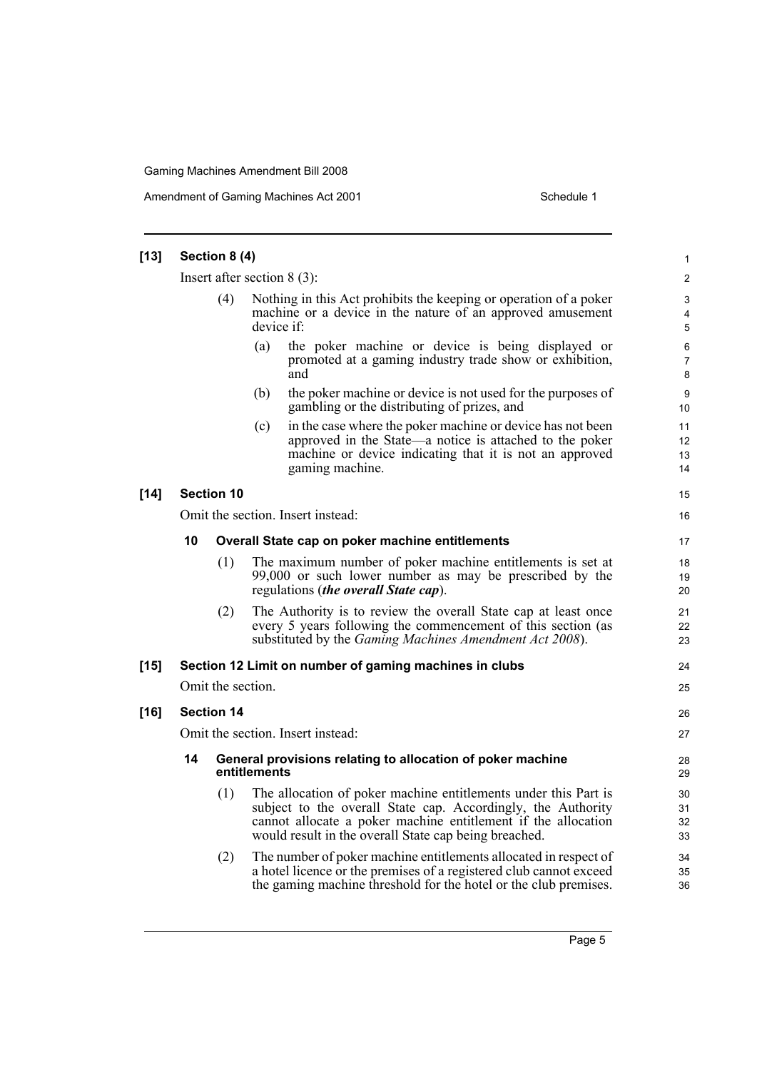**[13] Section 8 (4)**

Insert after section 8 (3):

(4) Nothing in this Act prohibits the keeping or operation of a poker machine or a device in the nature of an approved amusement device if:

(a) the poker machine or device is being displayed or promoted at a gaming industry trade show or exhibition, and

(b) the poker machine or device is not used for the purposes of gambling or the distributing of prizes, and

(c) in the case where the poker machine or device has not been approved in the State—a notice is attached to the poker machine or device indicating that it is not an approved gaming machine.

**[14] Section 10**

Omit the section. Insert instead:

**10 Overall State cap on poker machine entitlements**

(1) The maximum number of poker machine entitlements is set at 99,000 or such lower number as may be prescribed by the regulations (***the overall State cap***).

(2) The Authority is to review the overall State cap at least once every 5 years following the commencement of this section (as substituted by the *Gaming Machines Amendment Act 2008*).

**[15] Section 12 Limit on number of gaming machines in clubs**

Omit the section.

**[16] Section 14**

Omit the section. Insert instead:

**14 General provisions relating to allocation of poker machine entitlements**

(1) The allocation of poker machine entitlements under this Part is subject to the overall State cap. Accordingly, the Authority cannot allocate a poker machine entitlement if the allocation would result in the overall State cap being breached.

(2) The number of poker machine entitlements allocated in respect of a hotel licence or the premises of a registered club cannot exceed the gaming machine threshold for the hotel or the club premises.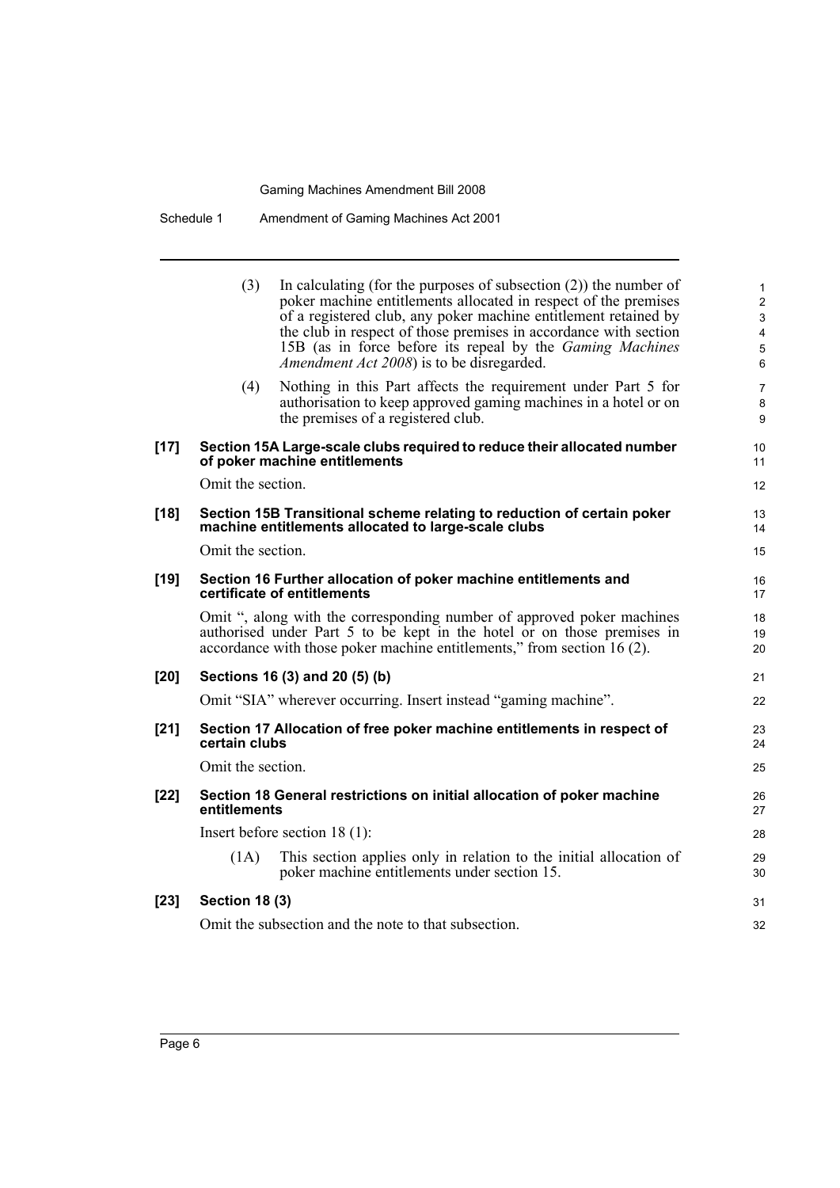(3) In calculating (for the purposes of subsection (2)) the number of poker machine entitlements allocated in respect of the premises of a registered club, any poker machine entitlement retained by the club in respect of those premises in accordance with section 15B (as in force before its repeal by the *Gaming Machines Amendment Act 2008*) is to be disregarded.

(4) Nothing in this Part affects the requirement under Part 5 for authorisation to keep approved gaming machines in a hotel or on the premises of a registered club.

**[17] Section 15A Large-scale clubs required to reduce their allocated number of poker machine entitlements**

Omit the section.

**[18] Section 15B Transitional scheme relating to reduction of certain poker machine entitlements allocated to large-scale clubs**

Omit the section.

**[19] Section 16 Further allocation of poker machine entitlements and certificate of entitlements**

Omit ", along with the corresponding number of approved poker machines authorised under Part 5 to be kept in the hotel or on those premises in accordance with those poker machine entitlements," from section 16 (2).

**[20] Sections 16 (3) and 20 (5) (b)**

Omit "SIA" wherever occurring. Insert instead "gaming machine".

**[21] Section 17 Allocation of free poker machine entitlements in respect of certain clubs**

Omit the section.

**[22] Section 18 General restrictions on initial allocation of poker machine entitlements**

Insert before section 18 (1):

(1A) This section applies only in relation to the initial allocation of poker machine entitlements under section 15.

**[23] Section 18 (3)**

Omit the subsection and the note to that subsection.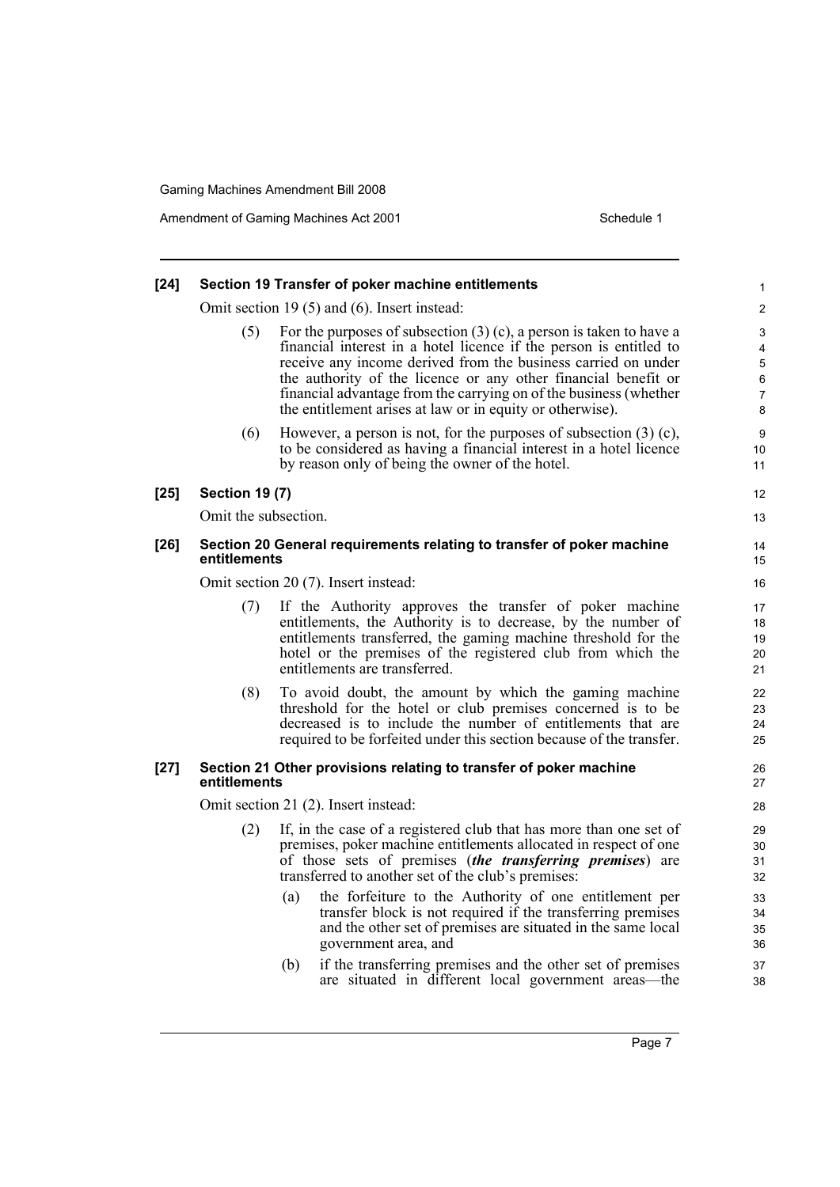**[24] Section 19 Transfer of poker machine entitlements**

Omit section 19 (5) and (6). Insert instead:

(5) For the purposes of subsection (3) (c), a person is taken to have a financial interest in a hotel licence if the person is entitled to receive any income derived from the business carried on under the authority of the licence or any other financial benefit or financial advantage from the carrying on of the business (whether the entitlement arises at law or in equity or otherwise).

(6) However, a person is not, for the purposes of subsection (3) (c), to be considered as having a financial interest in a hotel licence by reason only of being the owner of the hotel.

**[25] Section 19 (7)**

Omit the subsection.

**[26] Section 20 General requirements relating to transfer of poker machine entitlements**

Omit section 20 (7). Insert instead:

(7) If the Authority approves the transfer of poker machine entitlements, the Authority is to decrease, by the number of entitlements transferred, the gaming machine threshold for the hotel or the premises of the registered club from which the entitlements are transferred.

(8) To avoid doubt, the amount by which the gaming machine threshold for the hotel or club premises concerned is to be decreased is to include the number of entitlements that are required to be forfeited under this section because of the transfer.

**[27] Section 21 Other provisions relating to transfer of poker machine entitlements**

Omit section 21 (2). Insert instead:

(2) If, in the case of a registered club that has more than one set of premises, poker machine entitlements allocated in respect of one of those sets of premises (***the transferring premises***) are transferred to another set of the club's premises:

(a) the forfeiture to the Authority of one entitlement per transfer block is not required if the transferring premises and the other set of premises are situated in the same local government area, and

(b) if the transferring premises and the other set of premises are situated in different local government areas—the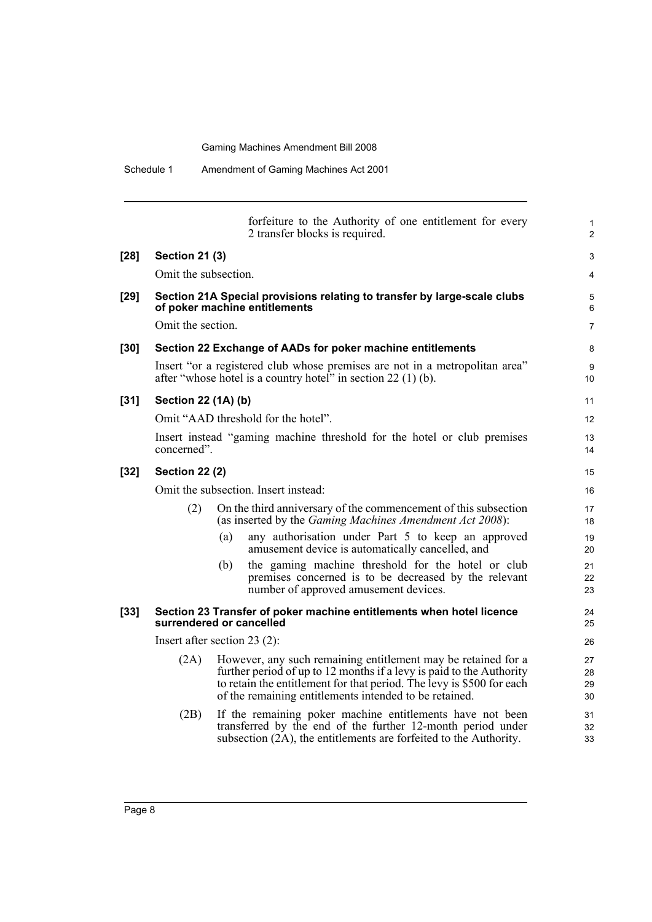forfeiture to the Authority of one entitlement for every 2 transfer blocks is required.

**[28] Section 21 (3)**

Omit the subsection.

**[29] Section 21A Special provisions relating to transfer by large-scale clubs of poker machine entitlements**

Omit the section.

**[30] Section 22 Exchange of AADs for poker machine entitlements**

Insert "or a registered club whose premises are not in a metropolitan area" after "whose hotel is a country hotel" in section 22 (1) (b).

**[31] Section 22 (1A) (b)**

Omit "AAD threshold for the hotel".

Insert instead "gaming machine threshold for the hotel or club premises concerned".

**[32] Section 22 (2)**

Omit the subsection. Insert instead:

(2) On the third anniversary of the commencement of this subsection (as inserted by the *Gaming Machines Amendment Act 2008*):

(a) any authorisation under Part 5 to keep an approved amusement device is automatically cancelled, and

(b) the gaming machine threshold for the hotel or club premises concerned is to be decreased by the relevant number of approved amusement devices.

**[33] Section 23 Transfer of poker machine entitlements when hotel licence surrendered or cancelled**

Insert after section 23 (2):

(2A) However, any such remaining entitlement may be retained for a further period of up to 12 months if a levy is paid to the Authority to retain the entitlement for that period. The levy is $500 for each of the remaining entitlements intended to be retained.

(2B) If the remaining poker machine entitlements have not been transferred by the end of the further 12-month period under subsection (2A), the entitlements are forfeited to the Authority.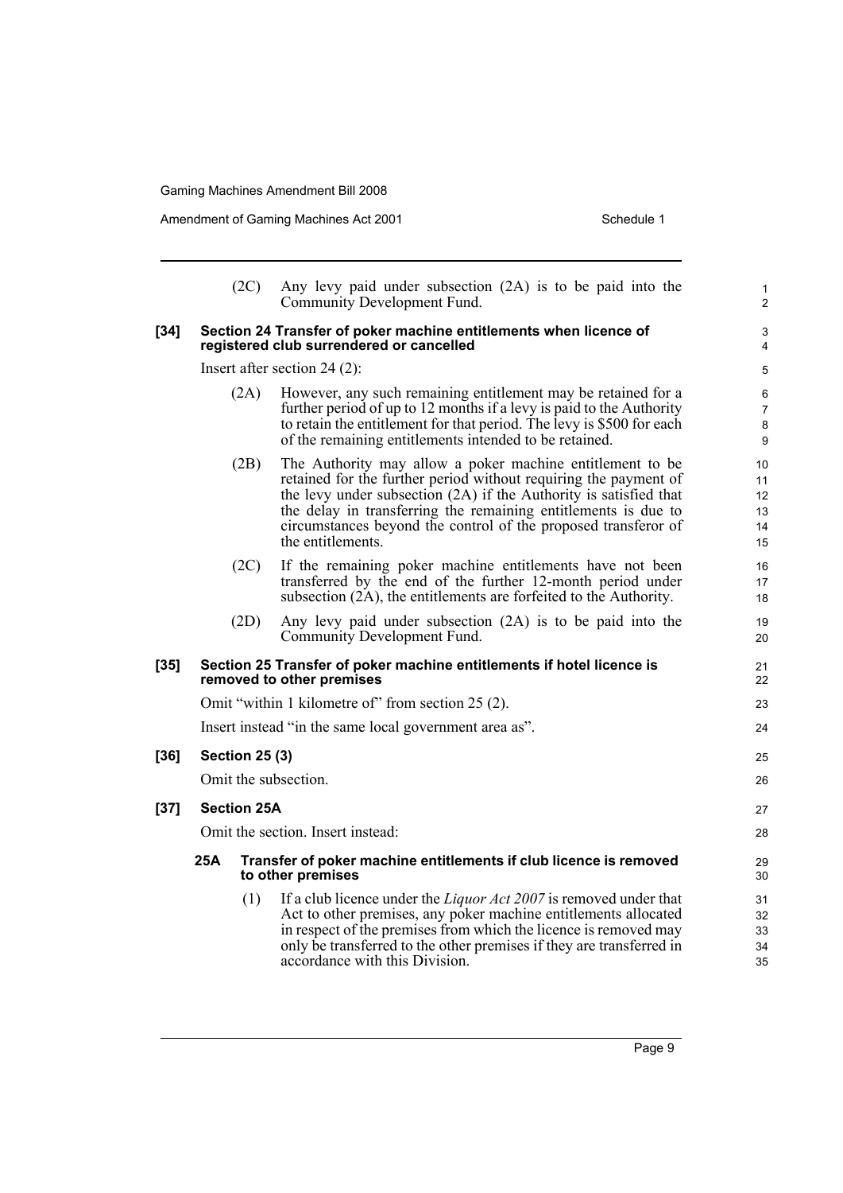(2C) Any levy paid under subsection (2A) is to be paid into the Community Development Fund.

**[34] Section 24 Transfer of poker machine entitlements when licence of registered club surrendered or cancelled**

Insert after section 24 (2):

(2A) However, any such remaining entitlement may be retained for a further period of up to 12 months if a levy is paid to the Authority to retain the entitlement for that period. The levy is $500 for each of the remaining entitlements intended to be retained.

(2B) The Authority may allow a poker machine entitlement to be retained for the further period without requiring the payment of the levy under subsection (2A) if the Authority is satisfied that the delay in transferring the remaining entitlements is due to circumstances beyond the control of the proposed transferor of the entitlements.

(2C) If the remaining poker machine entitlements have not been transferred by the end of the further 12-month period under subsection (2A), the entitlements are forfeited to the Authority.

(2D) Any levy paid under subsection (2A) is to be paid into the Community Development Fund.

**[35] Section 25 Transfer of poker machine entitlements if hotel licence is removed to other premises**

Omit "within 1 kilometre of" from section 25 (2).

Insert instead "in the same local government area as".

**[36] Section 25 (3)**

Omit the subsection.

**[37] Section 25A**

Omit the section. Insert instead:

**25A Transfer of poker machine entitlements if club licence is removed to other premises**

(1) If a club licence under the *Liquor Act 2007* is removed under that Act to other premises, any poker machine entitlements allocated in respect of the premises from which the licence is removed may only be transferred to the other premises if they are transferred in accordance with this Division.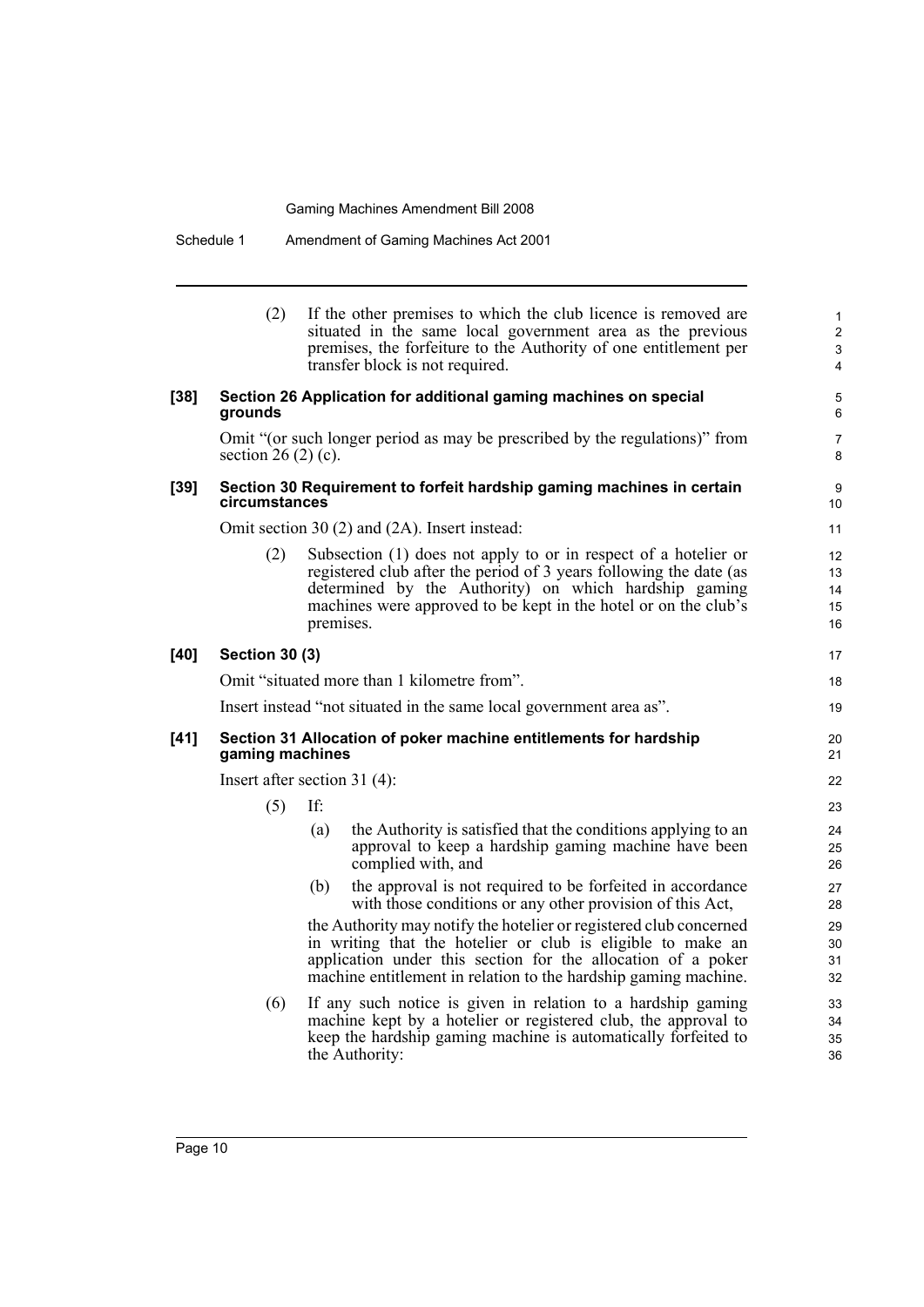(2) If the other premises to which the club licence is removed are situated in the same local government area as the previous premises, the forfeiture to the Authority of one entitlement per transfer block is not required.

**[38] Section 26 Application for additional gaming machines on special grounds**

Omit "(or such longer period as may be prescribed by the regulations)" from section 26 (2) (c).

**[39] Section 30 Requirement to forfeit hardship gaming machines in certain circumstances**

Omit section 30 (2) and (2A). Insert instead:

(2) Subsection (1) does not apply to or in respect of a hotelier or registered club after the period of 3 years following the date (as determined by the Authority) on which hardship gaming machines were approved to be kept in the hotel or on the club's premises.

**[40] Section 30 (3)**

Omit "situated more than 1 kilometre from".

Insert instead "not situated in the same local government area as".

**[41] Section 31 Allocation of poker machine entitlements for hardship gaming machines**

Insert after section 31 (4):

(5) If:

(a) the Authority is satisfied that the conditions applying to an approval to keep a hardship gaming machine have been complied with, and

(b) the approval is not required to be forfeited in accordance with those conditions or any other provision of this Act,

the Authority may notify the hotelier or registered club concerned in writing that the hotelier or club is eligible to make an application under this section for the allocation of a poker machine entitlement in relation to the hardship gaming machine.

(6) If any such notice is given in relation to a hardship gaming machine kept by a hotelier or registered club, the approval to keep the hardship gaming machine is automatically forfeited to the Authority: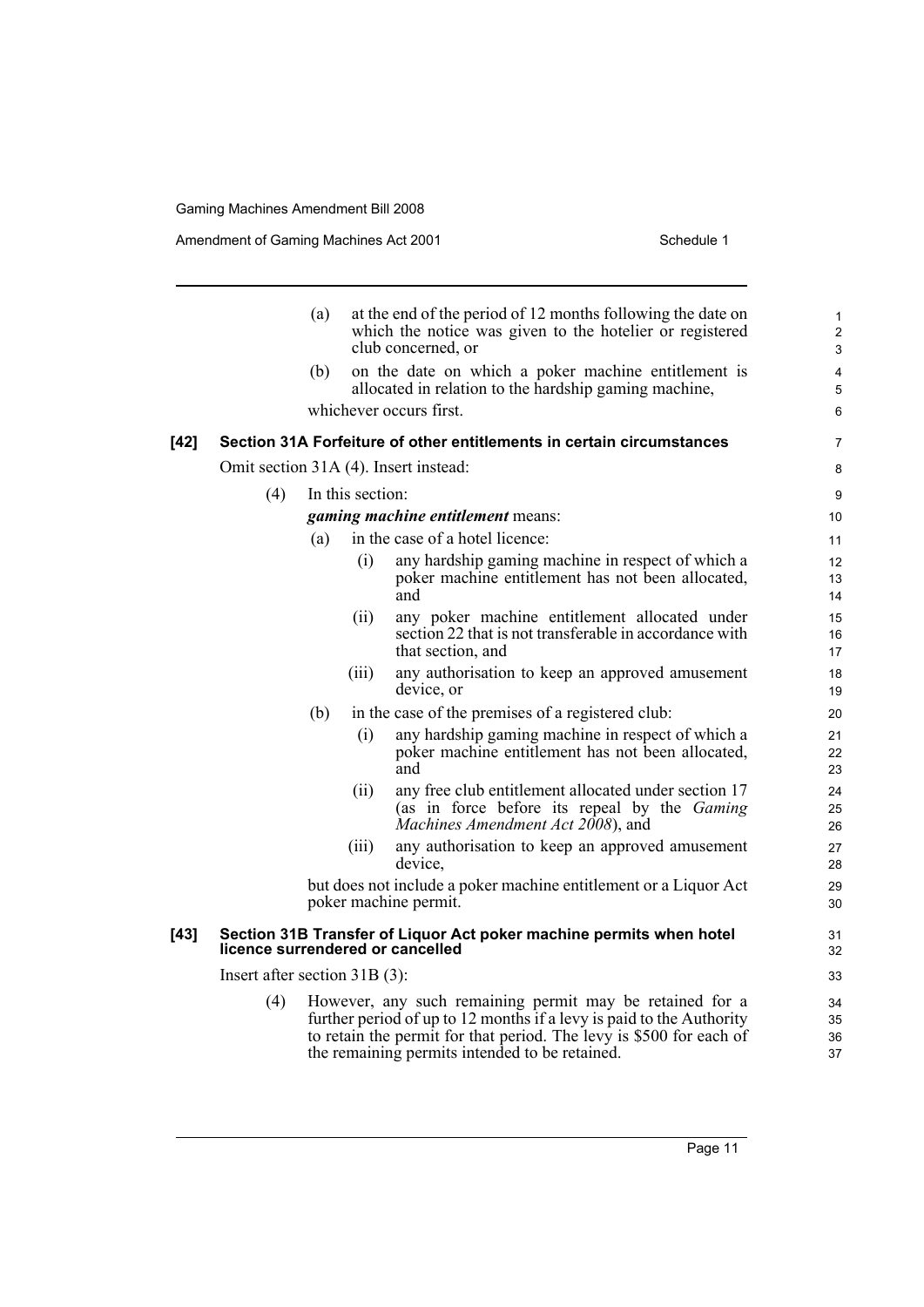(a) at the end of the period of 12 months following the date on which the notice was given to the hotelier or registered club concerned, or

(b) on the date on which a poker machine entitlement is allocated in relation to the hardship gaming machine,

whichever occurs first.

**[42] Section 31A Forfeiture of other entitlements in certain circumstances**

Omit section 31A (4). Insert instead:

(4) In this section:

***gaming machine entitlement*** means:

(a) in the case of a hotel licence:

(i) any hardship gaming machine in respect of which a poker machine entitlement has not been allocated, and

(ii) any poker machine entitlement allocated under section 22 that is not transferable in accordance with that section, and

(iii) any authorisation to keep an approved amusement device, or

(b) in the case of the premises of a registered club:

(i) any hardship gaming machine in respect of which a poker machine entitlement has not been allocated, and

(ii) any free club entitlement allocated under section 17 (as in force before its repeal by the *Gaming Machines Amendment Act 2008*), and

(iii) any authorisation to keep an approved amusement device,

but does not include a poker machine entitlement or a Liquor Act poker machine permit.

**[43] Section 31B Transfer of Liquor Act poker machine permits when hotel licence surrendered or cancelled**

Insert after section 31B (3):

(4) However, any such remaining permit may be retained for a further period of up to 12 months if a levy is paid to the Authority to retain the permit for that period. The levy is $500 for each of the remaining permits intended to be retained.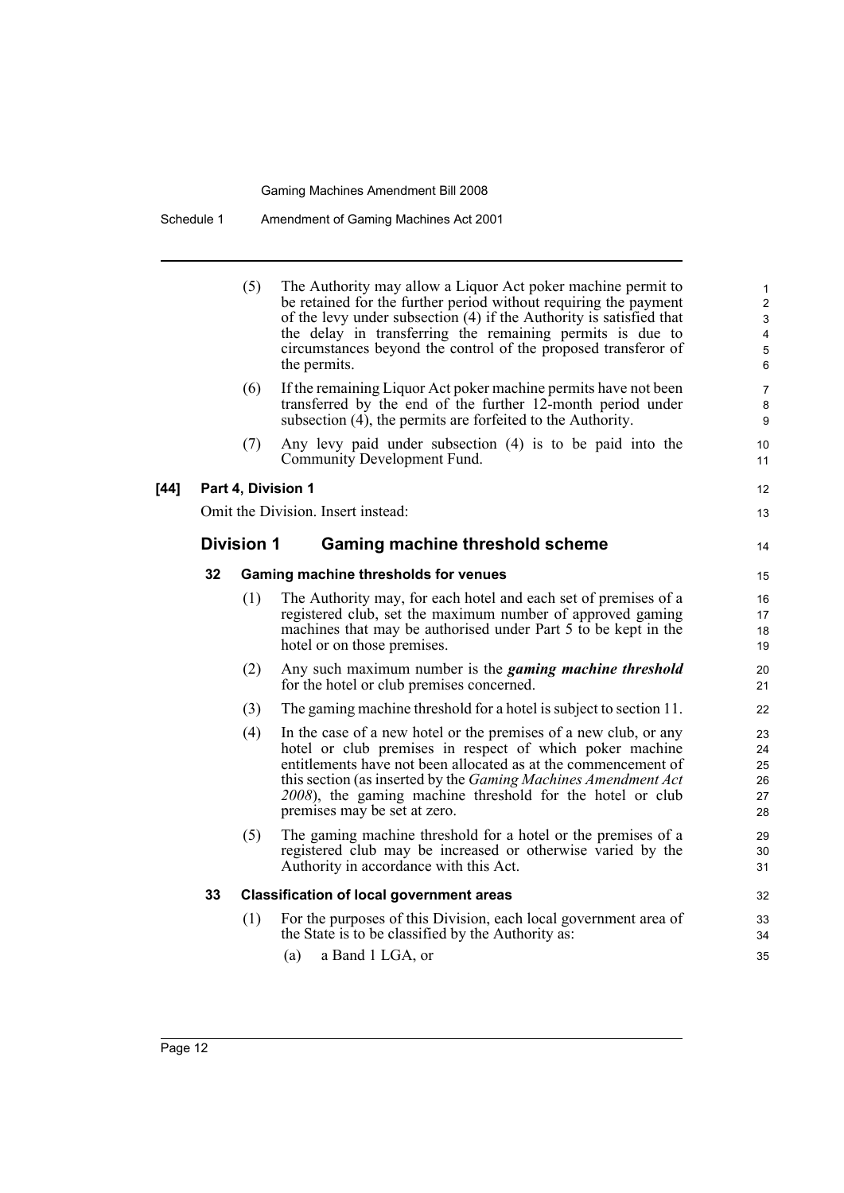(5) The Authority may allow a Liquor Act poker machine permit to be retained for the further period without requiring the payment of the levy under subsection (4) if the Authority is satisfied that the delay in transferring the remaining permits is due to circumstances beyond the control of the proposed transferor of the permits.

(6) If the remaining Liquor Act poker machine permits have not been transferred by the end of the further 12-month period under subsection (4), the permits are forfeited to the Authority.

(7) Any levy paid under subsection (4) is to be paid into the Community Development Fund.

**[44] Part 4, Division 1**

Omit the Division. Insert instead:

## Division 1 Gaming machine threshold scheme

**32 Gaming machine thresholds for venues**

(1) The Authority may, for each hotel and each set of premises of a registered club, set the maximum number of approved gaming machines that may be authorised under Part 5 to be kept in the hotel or on those premises.

(2) Any such maximum number is the ***gaming machine threshold*** for the hotel or club premises concerned.

(3) The gaming machine threshold for a hotel is subject to section 11.

(4) In the case of a new hotel or the premises of a new club, or any hotel or club premises in respect of which poker machine entitlements have not been allocated as at the commencement of this section (as inserted by the *Gaming Machines Amendment Act 2008*), the gaming machine threshold for the hotel or club premises may be set at zero.

(5) The gaming machine threshold for a hotel or the premises of a registered club may be increased or otherwise varied by the Authority in accordance with this Act.

**33 Classification of local government areas**

(1) For the purposes of this Division, each local government area of the State is to be classified by the Authority as:

(a) a Band 1 LGA, or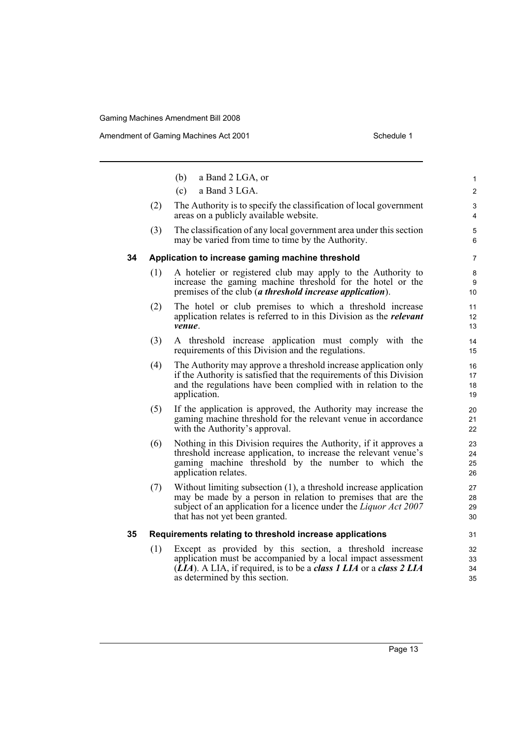(b) a Band 2 LGA, or

(c) a Band 3 LGA.

(2) The Authority is to specify the classification of local government areas on a publicly available website.

(3) The classification of any local government area under this section may be varied from time to time by the Authority.

### 34 Application to increase gaming machine threshold

(1) A hotelier or registered club may apply to the Authority to increase the gaming machine threshold for the hotel or the premises of the club (***a threshold increase application***).

(2) The hotel or club premises to which a threshold increase application relates is referred to in this Division as the ***relevant venue***.

(3) A threshold increase application must comply with the requirements of this Division and the regulations.

(4) The Authority may approve a threshold increase application only if the Authority is satisfied that the requirements of this Division and the regulations have been complied with in relation to the application.

(5) If the application is approved, the Authority may increase the gaming machine threshold for the relevant venue in accordance with the Authority's approval.

(6) Nothing in this Division requires the Authority, if it approves a threshold increase application, to increase the relevant venue's gaming machine threshold by the number to which the application relates.

(7) Without limiting subsection (1), a threshold increase application may be made by a person in relation to premises that are the subject of an application for a licence under the *Liquor Act 2007* that has not yet been granted.

### 35 Requirements relating to threshold increase applications

(1) Except as provided by this section, a threshold increase application must be accompanied by a local impact assessment (***LIA***). A LIA, if required, is to be a ***class 1 LIA*** or a ***class 2 LIA*** as determined by this section.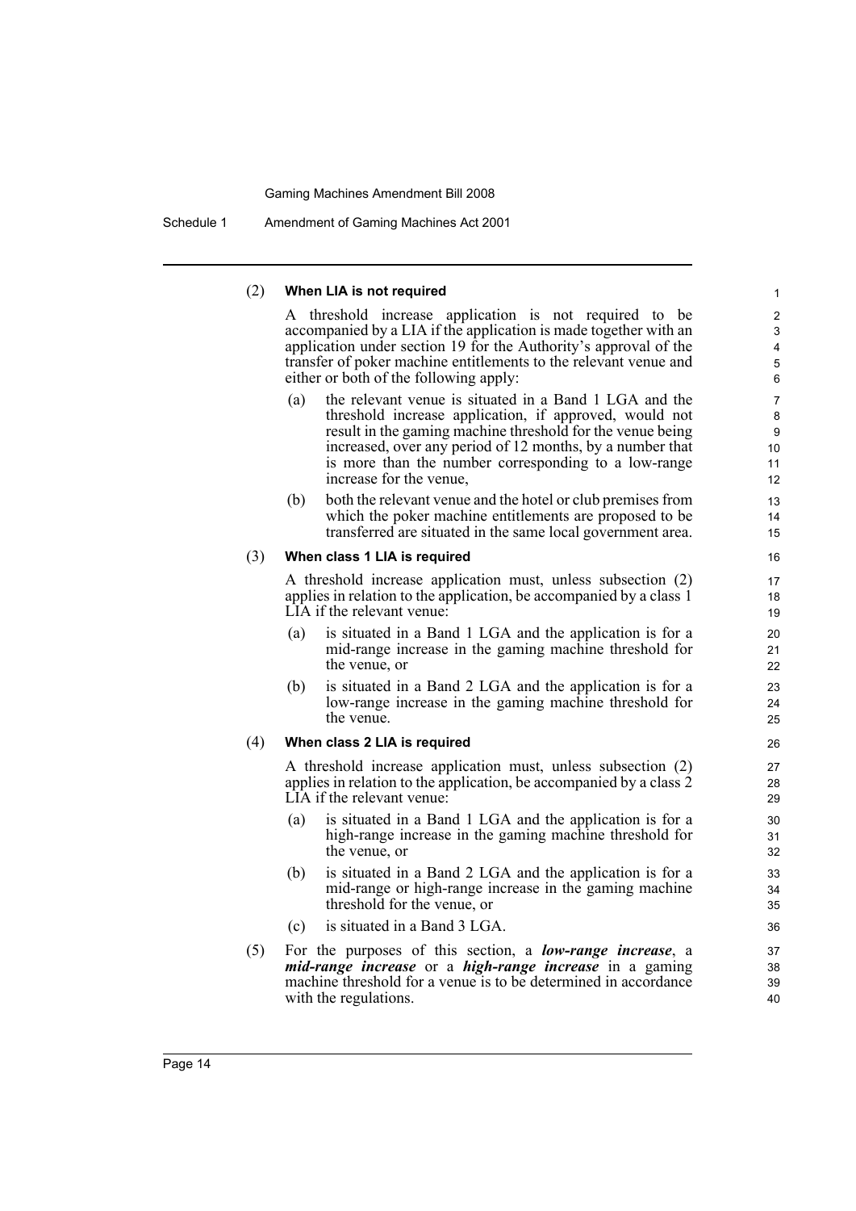(2) **When LIA is not required**

A threshold increase application is not required to be accompanied by a LIA if the application is made together with an application under section 19 for the Authority's approval of the transfer of poker machine entitlements to the relevant venue and either or both of the following apply:

(a) the relevant venue is situated in a Band 1 LGA and the threshold increase application, if approved, would not result in the gaming machine threshold for the venue being increased, over any period of 12 months, by a number that is more than the number corresponding to a low-range increase for the venue,

(b) both the relevant venue and the hotel or club premises from which the poker machine entitlements are proposed to be transferred are situated in the same local government area.

(3) **When class 1 LIA is required**

A threshold increase application must, unless subsection (2) applies in relation to the application, be accompanied by a class 1 LIA if the relevant venue:

(a) is situated in a Band 1 LGA and the application is for a mid-range increase in the gaming machine threshold for the venue, or

(b) is situated in a Band 2 LGA and the application is for a low-range increase in the gaming machine threshold for the venue.

(4) **When class 2 LIA is required**

A threshold increase application must, unless subsection (2) applies in relation to the application, be accompanied by a class 2 LIA if the relevant venue:

(a) is situated in a Band 1 LGA and the application is for a high-range increase in the gaming machine threshold for the venue, or

(b) is situated in a Band 2 LGA and the application is for a mid-range or high-range increase in the gaming machine threshold for the venue, or

(c) is situated in a Band 3 LGA.

(5) For the purposes of this section, a ***low-range increase***, a ***mid-range increase*** or a ***high-range increase*** in a gaming machine threshold for a venue is to be determined in accordance with the regulations.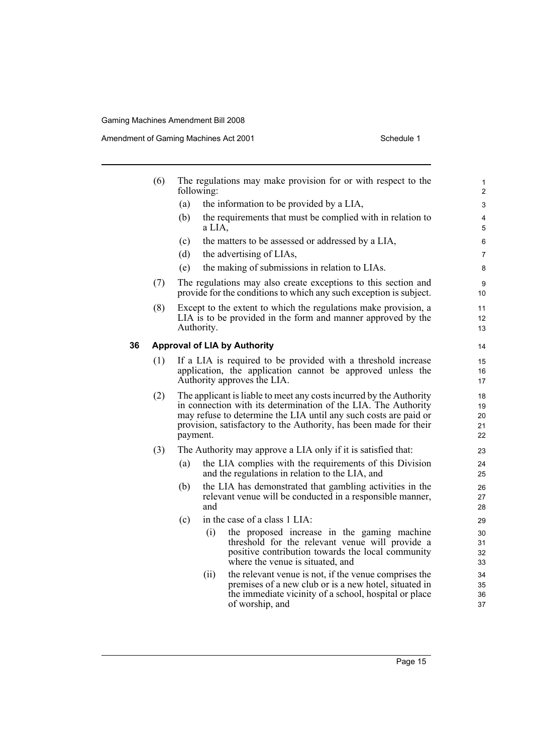(6) The regulations may make provision for or with respect to the following:

(a) the information to be provided by a LIA,

(b) the requirements that must be complied with in relation to a LIA,

(c) the matters to be assessed or addressed by a LIA,

(d) the advertising of LIAs,

(e) the making of submissions in relation to LIAs.

(7) The regulations may also create exceptions to this section and provide for the conditions to which any such exception is subject.

(8) Except to the extent to which the regulations make provision, a LIA is to be provided in the form and manner approved by the Authority.

### 36 Approval of LIA by Authority

(1) If a LIA is required to be provided with a threshold increase application, the application cannot be approved unless the Authority approves the LIA.

(2) The applicant is liable to meet any costs incurred by the Authority in connection with its determination of the LIA. The Authority may refuse to determine the LIA until any such costs are paid or provision, satisfactory to the Authority, has been made for their payment.

(3) The Authority may approve a LIA only if it is satisfied that:

(a) the LIA complies with the requirements of this Division and the regulations in relation to the LIA, and

(b) the LIA has demonstrated that gambling activities in the relevant venue will be conducted in a responsible manner, and

(c) in the case of a class 1 LIA:

(i) the proposed increase in the gaming machine threshold for the relevant venue will provide a positive contribution towards the local community where the venue is situated, and

(ii) the relevant venue is not, if the venue comprises the premises of a new club or is a new hotel, situated in the immediate vicinity of a school, hospital or place of worship, and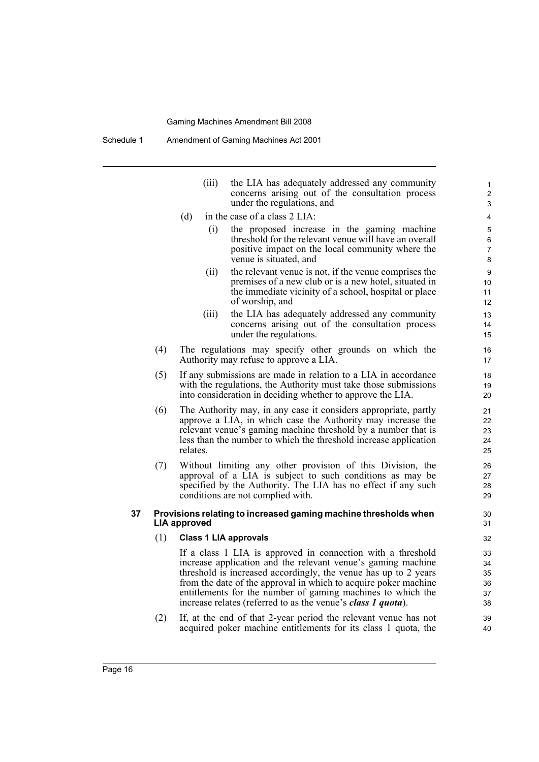(iii) the LIA has adequately addressed any community concerns arising out of the consultation process under the regulations, and

(d) in the case of a class 2 LIA:

(i) the proposed increase in the gaming machine threshold for the relevant venue will have an overall positive impact on the local community where the venue is situated, and

(ii) the relevant venue is not, if the venue comprises the premises of a new club or is a new hotel, situated in the immediate vicinity of a school, hospital or place of worship, and

(iii) the LIA has adequately addressed any community concerns arising out of the consultation process under the regulations.

(4) The regulations may specify other grounds on which the Authority may refuse to approve a LIA.

(5) If any submissions are made in relation to a LIA in accordance with the regulations, the Authority must take those submissions into consideration in deciding whether to approve the LIA.

(6) The Authority may, in any case it considers appropriate, partly approve a LIA, in which case the Authority may increase the relevant venue's gaming machine threshold by a number that is less than the number to which the threshold increase application relates.

(7) Without limiting any other provision of this Division, the approval of a LIA is subject to such conditions as may be specified by the Authority. The LIA has no effect if any such conditions are not complied with.

### 37 Provisions relating to increased gaming machine thresholds when LIA approved

(1) **Class 1 LIA approvals**

If a class 1 LIA is approved in connection with a threshold increase application and the relevant venue's gaming machine threshold is increased accordingly, the venue has up to 2 years from the date of the approval in which to acquire poker machine entitlements for the number of gaming machines to which the increase relates (referred to as the venue's ***class 1 quota***).

(2) If, at the end of that 2-year period the relevant venue has not acquired poker machine entitlements for its class 1 quota, the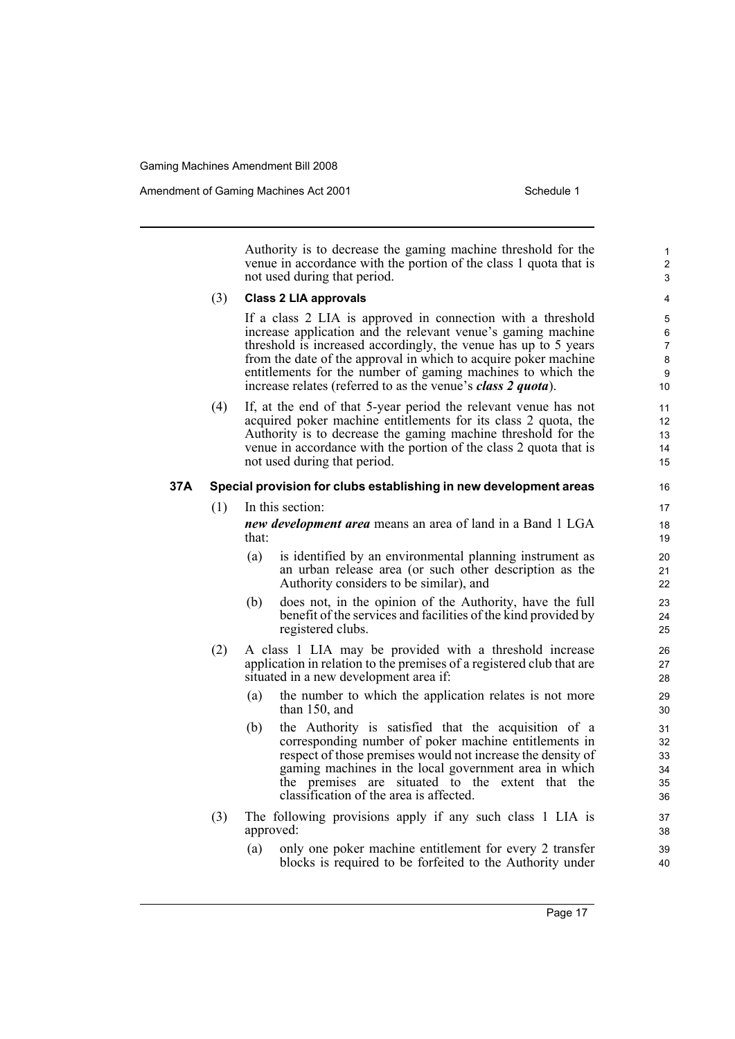Authority is to decrease the gaming machine threshold for the venue in accordance with the portion of the class 1 quota that is not used during that period.

(3) **Class 2 LIA approvals**

If a class 2 LIA is approved in connection with a threshold increase application and the relevant venue's gaming machine threshold is increased accordingly, the venue has up to 5 years from the date of the approval in which to acquire poker machine entitlements for the number of gaming machines to which the increase relates (referred to as the venue's ***class 2 quota***).

(4) If, at the end of that 5-year period the relevant venue has not acquired poker machine entitlements for its class 2 quota, the Authority is to decrease the gaming machine threshold for the venue in accordance with the portion of the class 2 quota that is not used during that period.

**37A Special provision for clubs establishing in new development areas**

(1) In this section:

***new development area*** means an area of land in a Band 1 LGA that:

(a) is identified by an environmental planning instrument as an urban release area (or such other description as the Authority considers to be similar), and

(b) does not, in the opinion of the Authority, have the full benefit of the services and facilities of the kind provided by registered clubs.

(2) A class 1 LIA may be provided with a threshold increase application in relation to the premises of a registered club that are situated in a new development area if:

(a) the number to which the application relates is not more than 150, and

(b) the Authority is satisfied that the acquisition of a corresponding number of poker machine entitlements in respect of those premises would not increase the density of gaming machines in the local government area in which the premises are situated to the extent that the classification of the area is affected.

(3) The following provisions apply if any such class 1 LIA is approved:

(a) only one poker machine entitlement for every 2 transfer blocks is required to be forfeited to the Authority under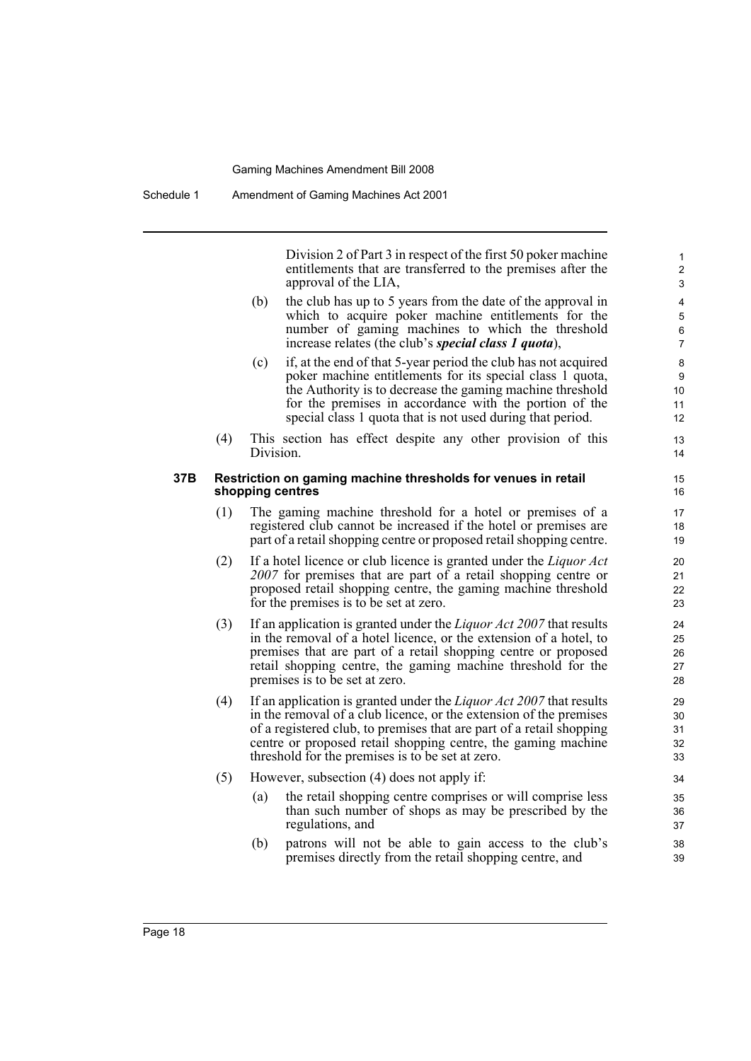Division 2 of Part 3 in respect of the first 50 poker machine entitlements that are transferred to the premises after the approval of the LIA,

(b) the club has up to 5 years from the date of the approval in which to acquire poker machine entitlements for the number of gaming machines to which the threshold increase relates (the club's ***special class 1 quota***),

(c) if, at the end of that 5-year period the club has not acquired poker machine entitlements for its special class 1 quota, the Authority is to decrease the gaming machine threshold for the premises in accordance with the portion of the special class 1 quota that is not used during that period.

(4) This section has effect despite any other provision of this Division.

**37B Restriction on gaming machine thresholds for venues in retail shopping centres**

(1) The gaming machine threshold for a hotel or premises of a registered club cannot be increased if the hotel or premises are part of a retail shopping centre or proposed retail shopping centre.

(2) If a hotel licence or club licence is granted under the *Liquor Act 2007* for premises that are part of a retail shopping centre or proposed retail shopping centre, the gaming machine threshold for the premises is to be set at zero.

(3) If an application is granted under the *Liquor Act 2007* that results in the removal of a hotel licence, or the extension of a hotel, to premises that are part of a retail shopping centre or proposed retail shopping centre, the gaming machine threshold for the premises is to be set at zero.

(4) If an application is granted under the *Liquor Act 2007* that results in the removal of a club licence, or the extension of the premises of a registered club, to premises that are part of a retail shopping centre or proposed retail shopping centre, the gaming machine threshold for the premises is to be set at zero.

(5) However, subsection (4) does not apply if:

(a) the retail shopping centre comprises or will comprise less than such number of shops as may be prescribed by the regulations, and

(b) patrons will not be able to gain access to the club's premises directly from the retail shopping centre, and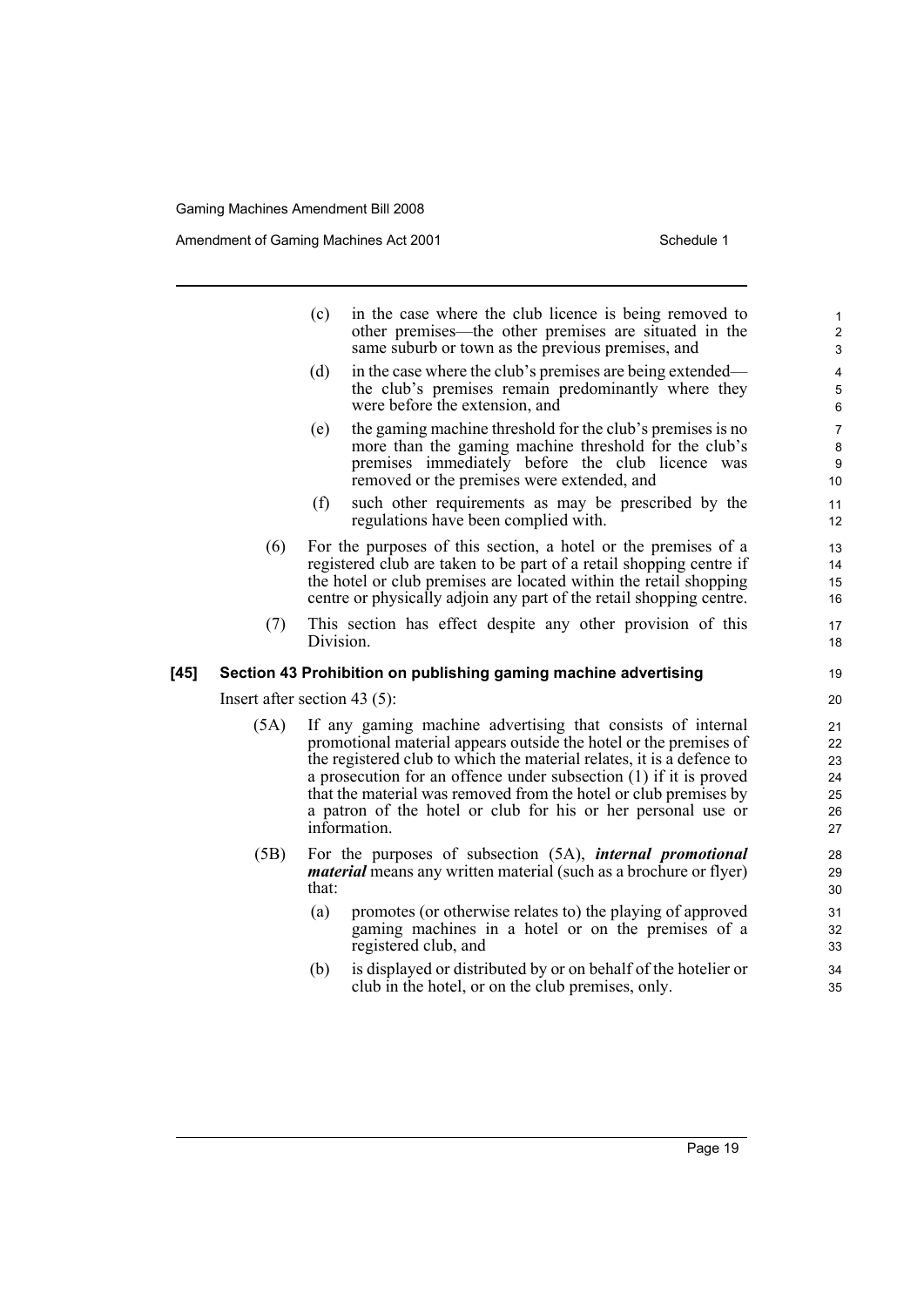(c) in the case where the club licence is being removed to other premises—the other premises are situated in the same suburb or town as the previous premises, and

(d) in the case where the club's premises are being extended—the club's premises remain predominantly where they were before the extension, and

(e) the gaming machine threshold for the club's premises is no more than the gaming machine threshold for the club's premises immediately before the club licence was removed or the premises were extended, and

(f) such other requirements as may be prescribed by the regulations have been complied with.

(6) For the purposes of this section, a hotel or the premises of a registered club are taken to be part of a retail shopping centre if the hotel or club premises are located within the retail shopping centre or physically adjoin any part of the retail shopping centre.

(7) This section has effect despite any other provision of this Division.

**[45] Section 43 Prohibition on publishing gaming machine advertising**

Insert after section 43 (5):

(5A) If any gaming machine advertising that consists of internal promotional material appears outside the hotel or the premises of the registered club to which the material relates, it is a defence to a prosecution for an offence under subsection (1) if it is proved that the material was removed from the hotel or club premises by a patron of the hotel or club for his or her personal use or information.

(5B) For the purposes of subsection (5A), ***internal promotional material*** means any written material (such as a brochure or flyer) that:

(a) promotes (or otherwise relates to) the playing of approved gaming machines in a hotel or on the premises of a registered club, and

(b) is displayed or distributed by or on behalf of the hotelier or club in the hotel, or on the club premises, only.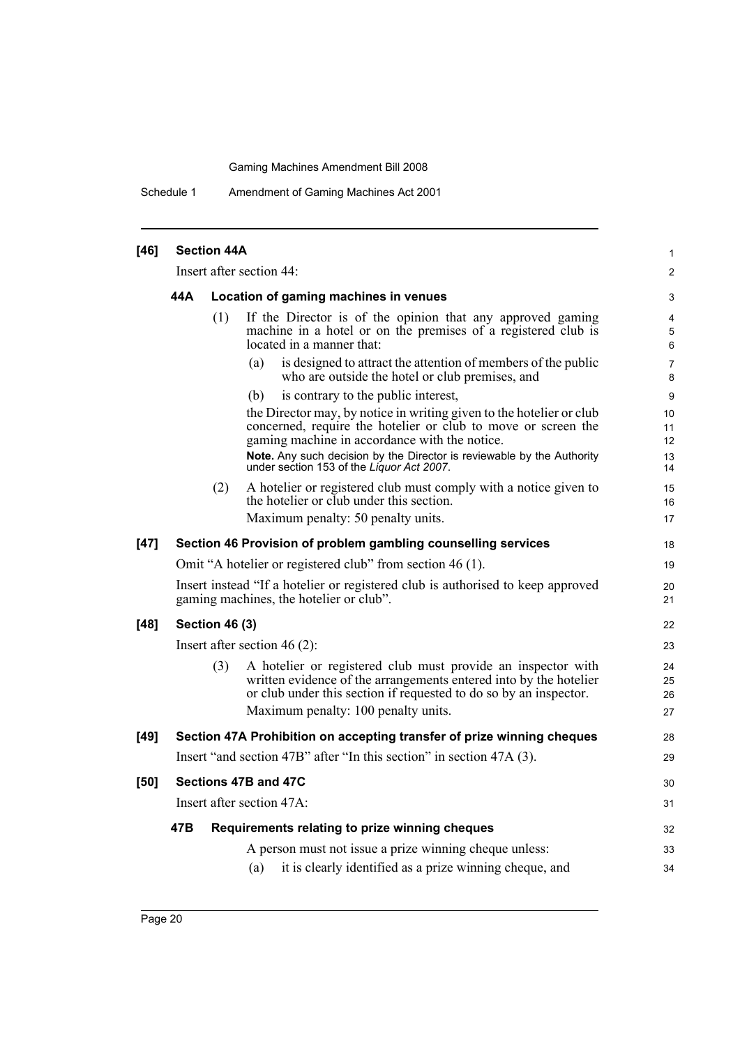**[46] Section 44A**

Insert after section 44:

**44A Location of gaming machines in venues**

(1) If the Director is of the opinion that any approved gaming machine in a hotel or on the premises of a registered club is located in a manner that:

(a) is designed to attract the attention of members of the public who are outside the hotel or club premises, and

(b) is contrary to the public interest,

the Director may, by notice in writing given to the hotelier or club concerned, require the hotelier or club to move or screen the gaming machine in accordance with the notice.

**Note.** Any such decision by the Director is reviewable by the Authority under section 153 of the *Liquor Act 2007*.

(2) A hotelier or registered club must comply with a notice given to the hotelier or club under this section.

Maximum penalty: 50 penalty units.

**[47] Section 46 Provision of problem gambling counselling services**

Omit "A hotelier or registered club" from section 46 (1).

Insert instead "If a hotelier or registered club is authorised to keep approved gaming machines, the hotelier or club".

**[48] Section 46 (3)**

Insert after section 46 (2):

(3) A hotelier or registered club must provide an inspector with written evidence of the arrangements entered into by the hotelier or club under this section if requested to do so by an inspector.

Maximum penalty: 100 penalty units.

**[49] Section 47A Prohibition on accepting transfer of prize winning cheques**

Insert "and section 47B" after "In this section" in section 47A (3).

**[50] Sections 47B and 47C**

Insert after section 47A:

**47B Requirements relating to prize winning cheques**

A person must not issue a prize winning cheque unless:

(a) it is clearly identified as a prize winning cheque, and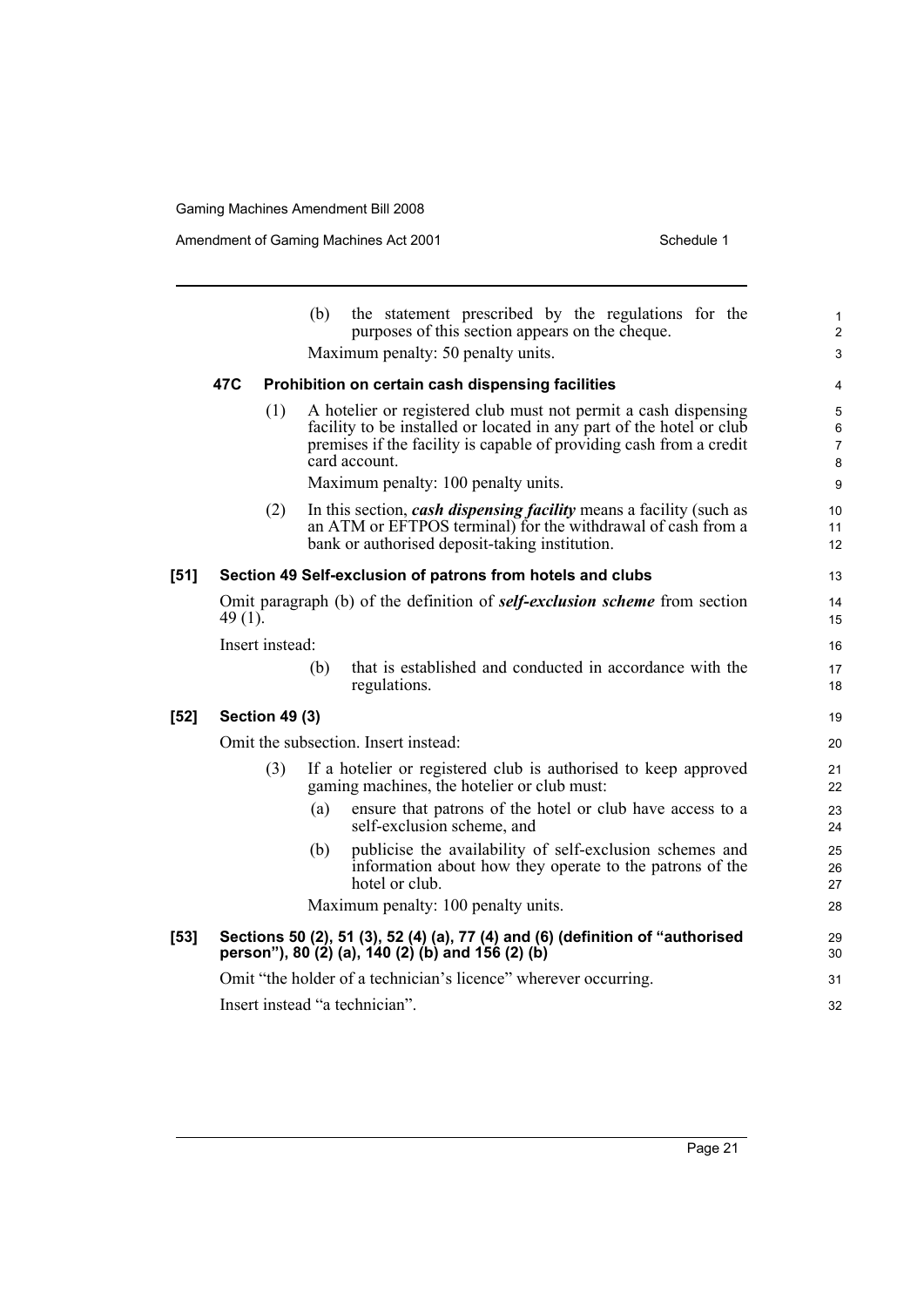(b) the statement prescribed by the regulations for the purposes of this section appears on the cheque.

Maximum penalty: 50 penalty units.

**47C Prohibition on certain cash dispensing facilities**

(1) A hotelier or registered club must not permit a cash dispensing facility to be installed or located in any part of the hotel or club premises if the facility is capable of providing cash from a credit card account.

Maximum penalty: 100 penalty units.

(2) In this section, ***cash dispensing facility*** means a facility (such as an ATM or EFTPOS terminal) for the withdrawal of cash from a bank or authorised deposit-taking institution.

**[51] Section 49 Self-exclusion of patrons from hotels and clubs**

Omit paragraph (b) of the definition of ***self-exclusion scheme*** from section 49 (1).

Insert instead:

(b) that is established and conducted in accordance with the regulations.

**[52] Section 49 (3)**

Omit the subsection. Insert instead:

(3) If a hotelier or registered club is authorised to keep approved gaming machines, the hotelier or club must:

(a) ensure that patrons of the hotel or club have access to a self-exclusion scheme, and

(b) publicise the availability of self-exclusion schemes and information about how they operate to the patrons of the hotel or club.

Maximum penalty: 100 penalty units.

**[53] Sections 50 (2), 51 (3), 52 (4) (a), 77 (4) and (6) (definition of "authorised person"), 80 (2) (a), 140 (2) (b) and 156 (2) (b)**

Omit "the holder of a technician's licence" wherever occurring.

Insert instead "a technician".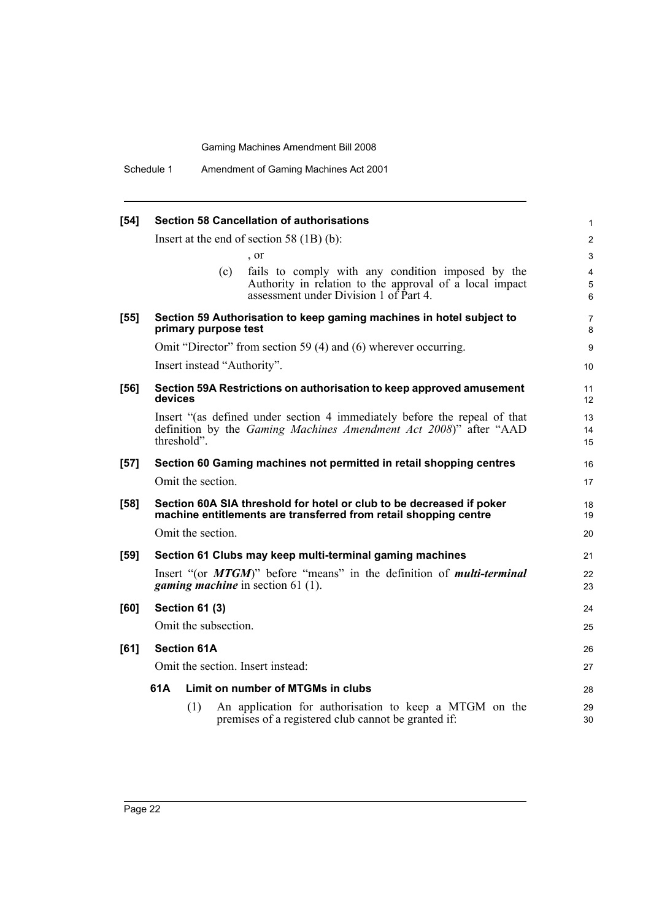**[54] Section 58 Cancellation of authorisations**

Insert at the end of section 58 (1B) (b):

, or

(c) fails to comply with any condition imposed by the Authority in relation to the approval of a local impact assessment under Division 1 of Part 4.

**[55] Section 59 Authorisation to keep gaming machines in hotel subject to primary purpose test**

Omit "Director" from section 59 (4) and (6) wherever occurring.

Insert instead "Authority".

**[56] Section 59A Restrictions on authorisation to keep approved amusement devices**

Insert "(as defined under section 4 immediately before the repeal of that definition by the *Gaming Machines Amendment Act 2008*)" after "AAD threshold".

**[57] Section 60 Gaming machines not permitted in retail shopping centres**

Omit the section.

**[58] Section 60A SIA threshold for hotel or club to be decreased if poker machine entitlements are transferred from retail shopping centre**

Omit the section.

**[59] Section 61 Clubs may keep multi-terminal gaming machines**

Insert "(or ***MTGM***)" before "means" in the definition of ***multi-terminal gaming machine*** in section 61 (1).

**[60] Section 61 (3)**

Omit the subsection.

**[61] Section 61A**

Omit the section. Insert instead:

**61A Limit on number of MTGMs in clubs**

(1) An application for authorisation to keep a MTGM on the premises of a registered club cannot be granted if: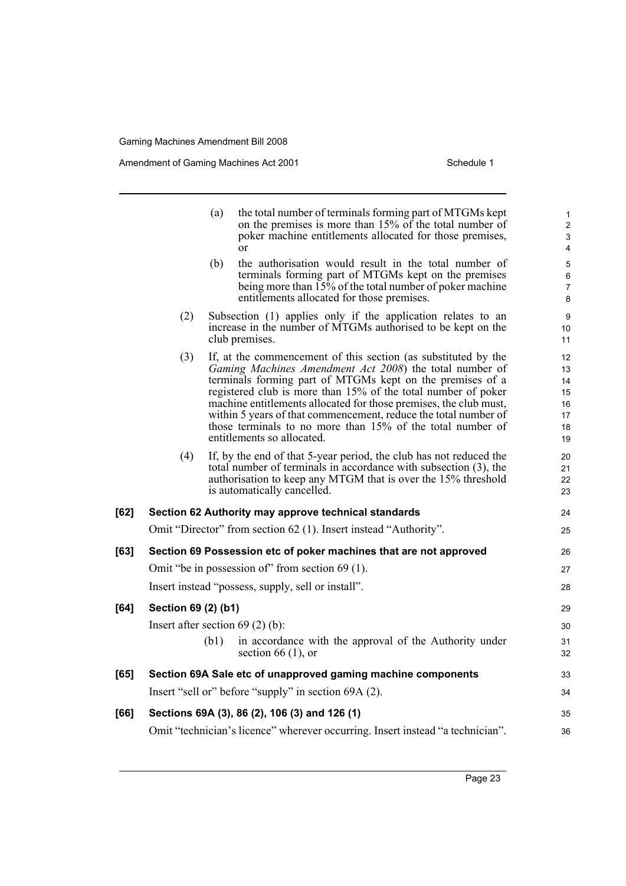(a) the total number of terminals forming part of MTGMs kept on the premises is more than 15% of the total number of poker machine entitlements allocated for those premises, or

(b) the authorisation would result in the total number of terminals forming part of MTGMs kept on the premises being more than 15% of the total number of poker machine entitlements allocated for those premises.

(2) Subsection (1) applies only if the application relates to an increase in the number of MTGMs authorised to be kept on the club premises.

(3) If, at the commencement of this section (as substituted by the *Gaming Machines Amendment Act 2008*) the total number of terminals forming part of MTGMs kept on the premises of a registered club is more than 15% of the total number of poker machine entitlements allocated for those premises, the club must, within 5 years of that commencement, reduce the total number of those terminals to no more than 15% of the total number of entitlements so allocated.

(4) If, by the end of that 5-year period, the club has not reduced the total number of terminals in accordance with subsection (3), the authorisation to keep any MTGM that is over the 15% threshold is automatically cancelled.

**[62] Section 62 Authority may approve technical standards**

Omit "Director" from section 62 (1). Insert instead "Authority".

**[63] Section 69 Possession etc of poker machines that are not approved**

Omit "be in possession of" from section 69 (1).

Insert instead "possess, supply, sell or install".

**[64] Section 69 (2) (b1)**

Insert after section 69 (2) (b):

(b1) in accordance with the approval of the Authority under section 66 (1), or

**[65] Section 69A Sale etc of unapproved gaming machine components**

Insert "sell or" before "supply" in section 69A (2).

**[66] Sections 69A (3), 86 (2), 106 (3) and 126 (1)**

Omit "technician's licence" wherever occurring. Insert instead "a technician".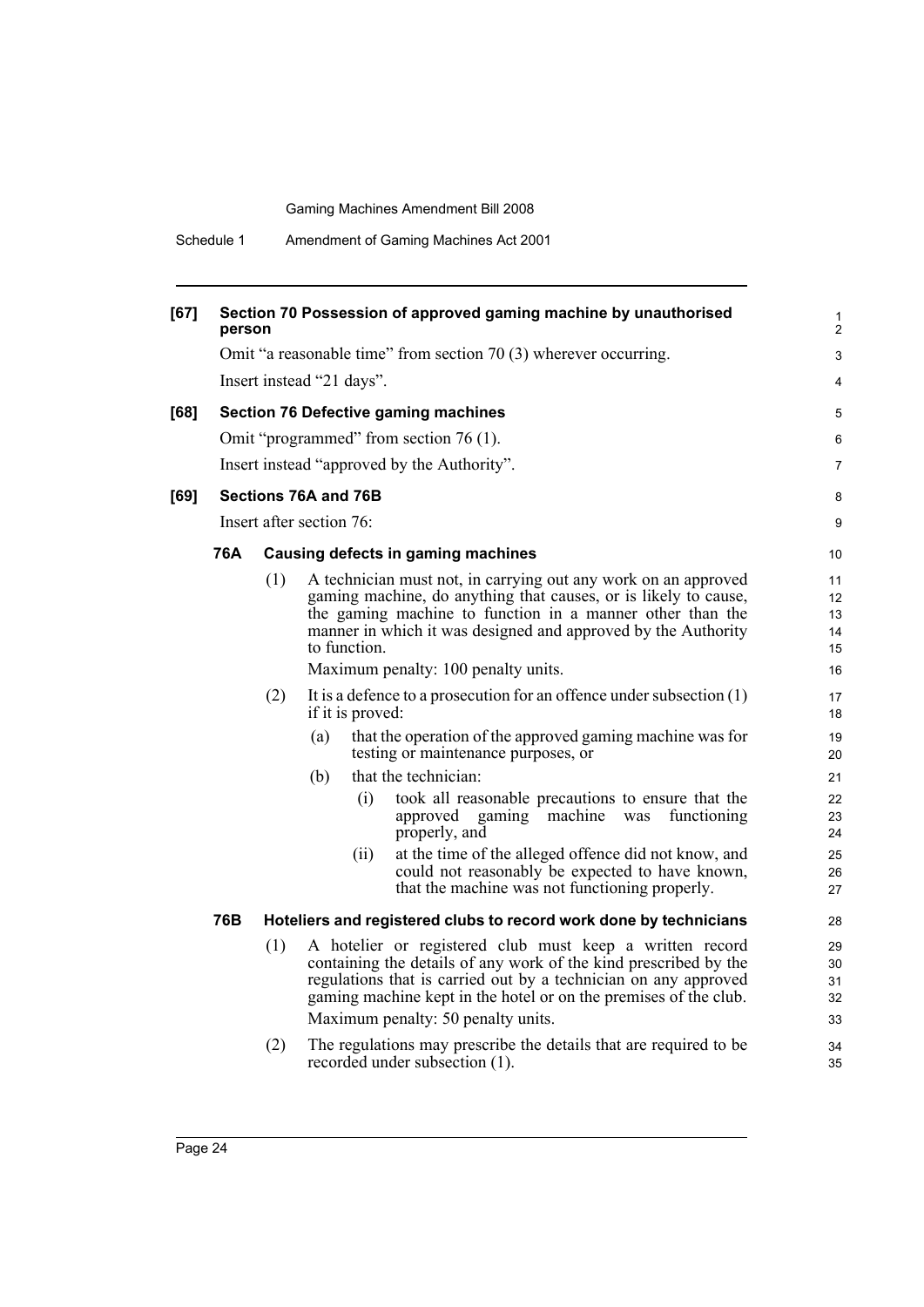**[67] Section 70 Possession of approved gaming machine by unauthorised person**

Omit "a reasonable time" from section 70 (3) wherever occurring.

Insert instead "21 days".

**[68] Section 76 Defective gaming machines**

Omit "programmed" from section 76 (1).

Insert instead "approved by the Authority".

**[69] Sections 76A and 76B**

Insert after section 76:

**76A Causing defects in gaming machines**

(1) A technician must not, in carrying out any work on an approved gaming machine, do anything that causes, or is likely to cause, the gaming machine to function in a manner other than the manner in which it was designed and approved by the Authority to function.

Maximum penalty: 100 penalty units.

(2) It is a defence to a prosecution for an offence under subsection (1) if it is proved:

- (a) that the operation of the approved gaming machine was for testing or maintenance purposes, or
- (b) that the technician:
  - (i) took all reasonable precautions to ensure that the approved gaming machine was functioning properly, and
  - (ii) at the time of the alleged offence did not know, and could not reasonably be expected to have known, that the machine was not functioning properly.

**76B Hoteliers and registered clubs to record work done by technicians**

(1) A hotelier or registered club must keep a written record containing the details of any work of the kind prescribed by the regulations that is carried out by a technician on any approved gaming machine kept in the hotel or on the premises of the club.

Maximum penalty: 50 penalty units.

(2) The regulations may prescribe the details that are required to be recorded under subsection (1).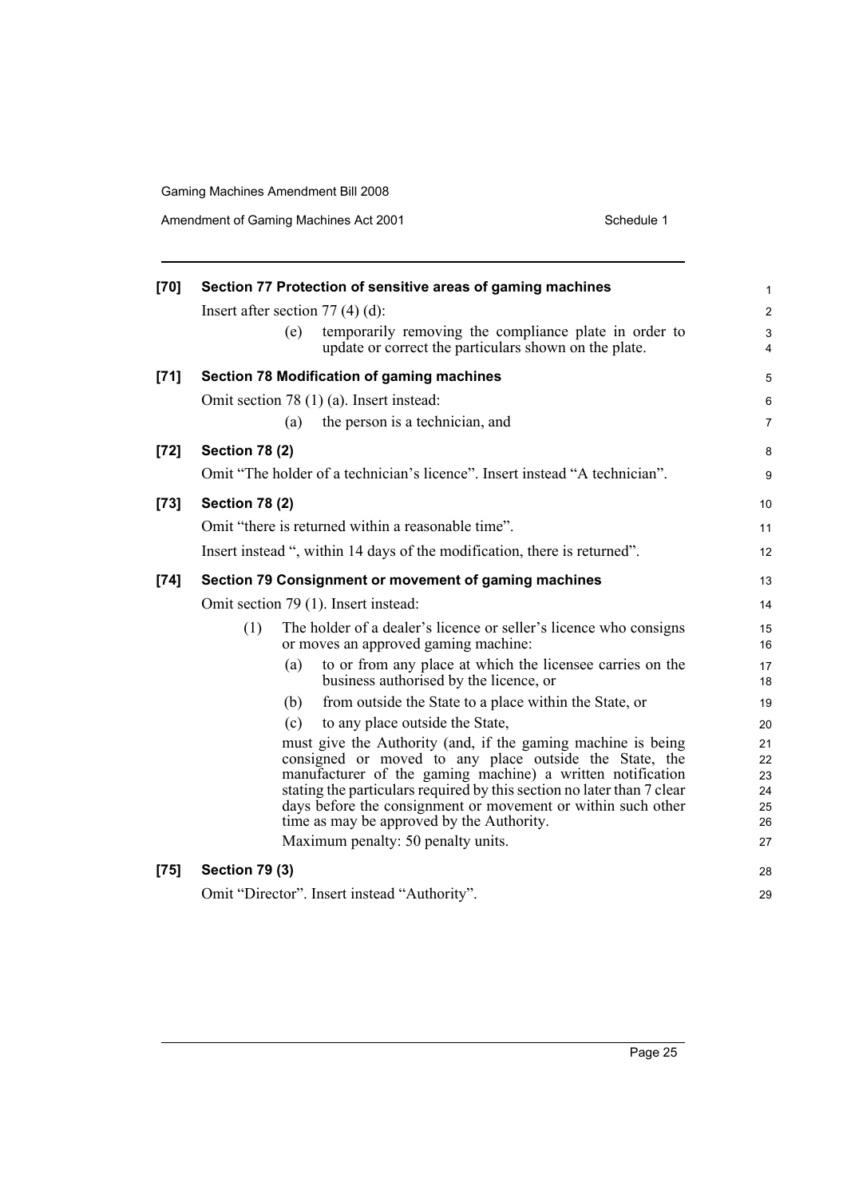**[70] Section 77 Protection of sensitive areas of gaming machines**

Insert after section 77 (4) (d):

(e) temporarily removing the compliance plate in order to update or correct the particulars shown on the plate.

**[71] Section 78 Modification of gaming machines**

Omit section 78 (1) (a). Insert instead:

(a) the person is a technician, and

**[72] Section 78 (2)**

Omit "The holder of a technician's licence". Insert instead "A technician".

**[73] Section 78 (2)**

Omit "there is returned within a reasonable time".

Insert instead ", within 14 days of the modification, there is returned".

**[74] Section 79 Consignment or movement of gaming machines**

Omit section 79 (1). Insert instead:

(1) The holder of a dealer's licence or seller's licence who consigns or moves an approved gaming machine:

(a) to or from any place at which the licensee carries on the business authorised by the licence, or

(b) from outside the State to a place within the State, or

(c) to any place outside the State,

must give the Authority (and, if the gaming machine is being consigned or moved to any place outside the State, the manufacturer of the gaming machine) a written notification stating the particulars required by this section no later than 7 clear days before the consignment or movement or within such other time as may be approved by the Authority.

Maximum penalty: 50 penalty units.

**[75] Section 79 (3)**

Omit "Director". Insert instead "Authority".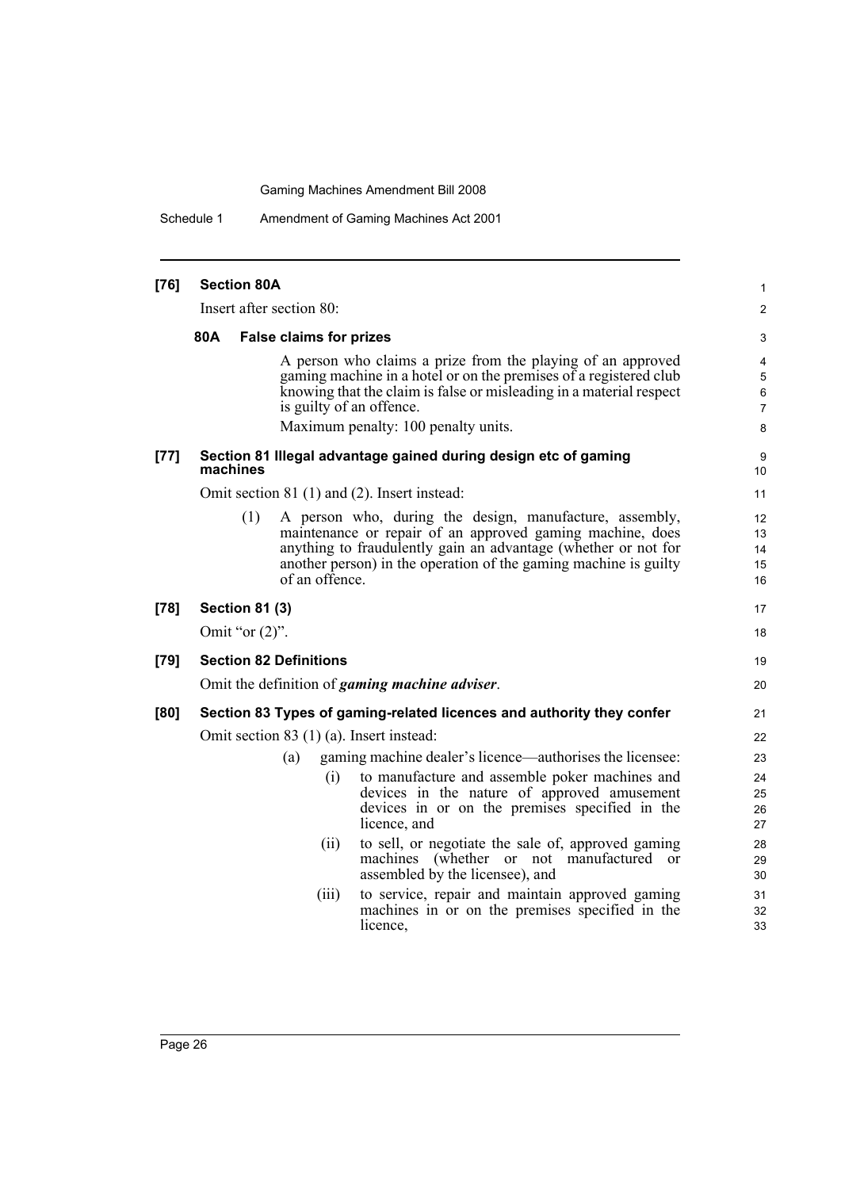**[76] Section 80A**

Insert after section 80:

**80A False claims for prizes**

A person who claims a prize from the playing of an approved gaming machine in a hotel or on the premises of a registered club knowing that the claim is false or misleading in a material respect is guilty of an offence.

Maximum penalty: 100 penalty units.

**[77] Section 81 Illegal advantage gained during design etc of gaming machines**

Omit section 81 (1) and (2). Insert instead:

(1) A person who, during the design, manufacture, assembly, maintenance or repair of an approved gaming machine, does anything to fraudulently gain an advantage (whether or not for another person) in the operation of the gaming machine is guilty of an offence.

**[78] Section 81 (3)**

Omit "or (2)".

**[79] Section 82 Definitions**

Omit the definition of ***gaming machine adviser***.

**[80] Section 83 Types of gaming-related licences and authority they confer**

Omit section 83 (1) (a). Insert instead:

(a) gaming machine dealer's licence—authorises the licensee:

(i) to manufacture and assemble poker machines and devices in the nature of approved amusement devices in or on the premises specified in the licence, and

(ii) to sell, or negotiate the sale of, approved gaming machines (whether or not manufactured or assembled by the licensee), and

(iii) to service, repair and maintain approved gaming machines in or on the premises specified in the licence,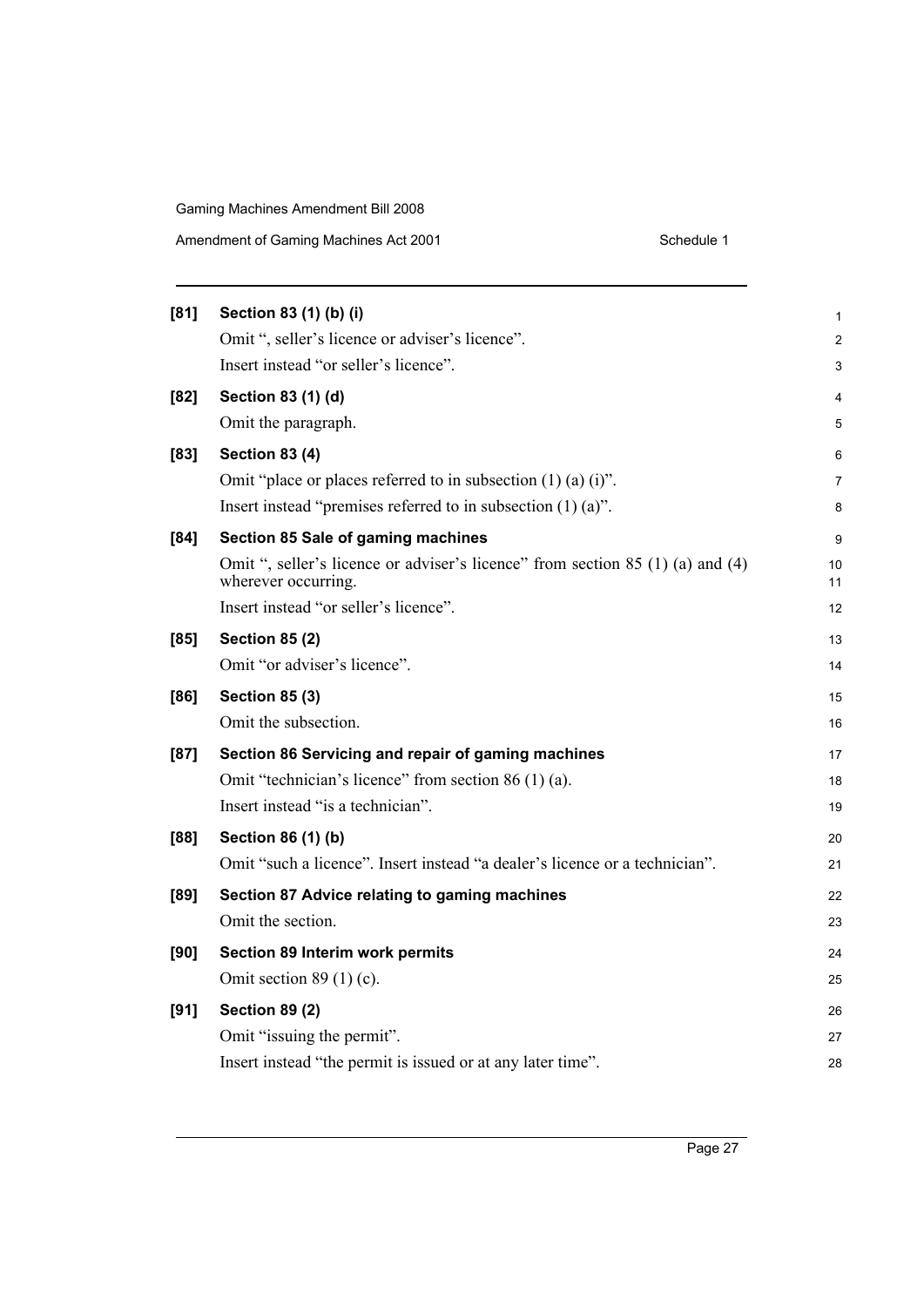**[81] Section 83 (1) (b) (i)**

Omit ", seller's licence or adviser's licence".

Insert instead "or seller's licence".

**[82] Section 83 (1) (d)**

Omit the paragraph.

**[83] Section 83 (4)**

Omit "place or places referred to in subsection (1) (a) (i)".

Insert instead "premises referred to in subsection (1) (a)".

**[84] Section 85 Sale of gaming machines**

Omit ", seller's licence or adviser's licence" from section 85 (1) (a) and (4) wherever occurring.

Insert instead "or seller's licence".

**[85] Section 85 (2)**

Omit "or adviser's licence".

**[86] Section 85 (3)**

Omit the subsection.

**[87] Section 86 Servicing and repair of gaming machines**

Omit "technician's licence" from section 86 (1) (a).

Insert instead "is a technician".

**[88] Section 86 (1) (b)**

Omit "such a licence". Insert instead "a dealer's licence or a technician".

**[89] Section 87 Advice relating to gaming machines**

Omit the section.

**[90] Section 89 Interim work permits**

Omit section 89 (1) (c).

**[91] Section 89 (2)**

Omit "issuing the permit".

Insert instead "the permit is issued or at any later time".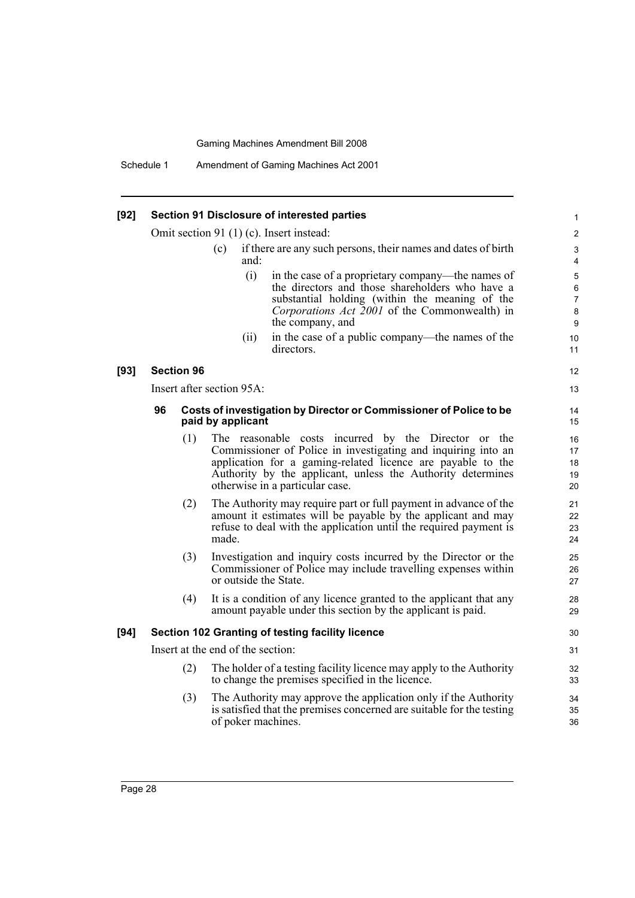**[92] Section 91 Disclosure of interested parties**

Omit section 91 (1) (c). Insert instead:

(c) if there are any such persons, their names and dates of birth and:

(i) in the case of a proprietary company—the names of the directors and those shareholders who have a substantial holding (within the meaning of the *Corporations Act 2001* of the Commonwealth) in the company, and

(ii) in the case of a public company—the names of the directors.

**[93] Section 96**

Insert after section 95A:

**96 Costs of investigation by Director or Commissioner of Police to be paid by applicant**

(1) The reasonable costs incurred by the Director or the Commissioner of Police in investigating and inquiring into an application for a gaming-related licence are payable to the Authority by the applicant, unless the Authority determines otherwise in a particular case.

(2) The Authority may require part or full payment in advance of the amount it estimates will be payable by the applicant and may refuse to deal with the application until the required payment is made.

(3) Investigation and inquiry costs incurred by the Director or the Commissioner of Police may include travelling expenses within or outside the State.

(4) It is a condition of any licence granted to the applicant that any amount payable under this section by the applicant is paid.

**[94] Section 102 Granting of testing facility licence**

Insert at the end of the section:

(2) The holder of a testing facility licence may apply to the Authority to change the premises specified in the licence.

(3) The Authority may approve the application only if the Authority is satisfied that the premises concerned are suitable for the testing of poker machines.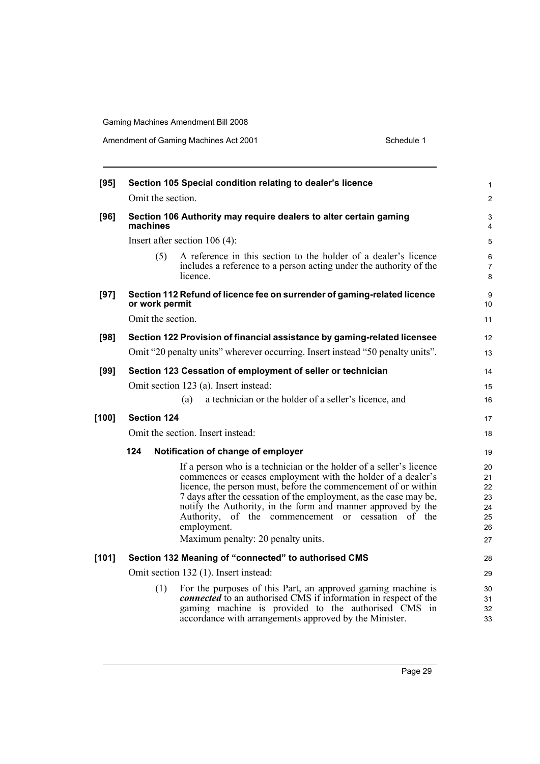**[95] Section 105 Special condition relating to dealer's licence**

Omit the section.

**[96] Section 106 Authority may require dealers to alter certain gaming machines**

Insert after section 106 (4):

> (5) A reference in this section to the holder of a dealer's licence includes a reference to a person acting under the authority of the licence.

**[97] Section 112 Refund of licence fee on surrender of gaming-related licence or work permit**

Omit the section.

**[98] Section 122 Provision of financial assistance by gaming-related licensee**

Omit "20 penalty units" wherever occurring. Insert instead "50 penalty units".

**[99] Section 123 Cessation of employment of seller or technician**

Omit section 123 (a). Insert instead:

> (a) a technician or the holder of a seller's licence, and

**[100] Section 124**

Omit the section. Insert instead:

> **124 Notification of change of employer**
>
> If a person who is a technician or the holder of a seller's licence commences or ceases employment with the holder of a dealer's licence, the person must, before the commencement of or within 7 days after the cessation of the employment, as the case may be, notify the Authority, in the form and manner approved by the Authority, of the commencement or cessation of the employment.
>
> Maximum penalty: 20 penalty units.

**[101] Section 132 Meaning of "connected" to authorised CMS**

Omit section 132 (1). Insert instead:

> (1) For the purposes of this Part, an approved gaming machine is ***connected*** to an authorised CMS if information in respect of the gaming machine is provided to the authorised CMS in accordance with arrangements approved by the Minister.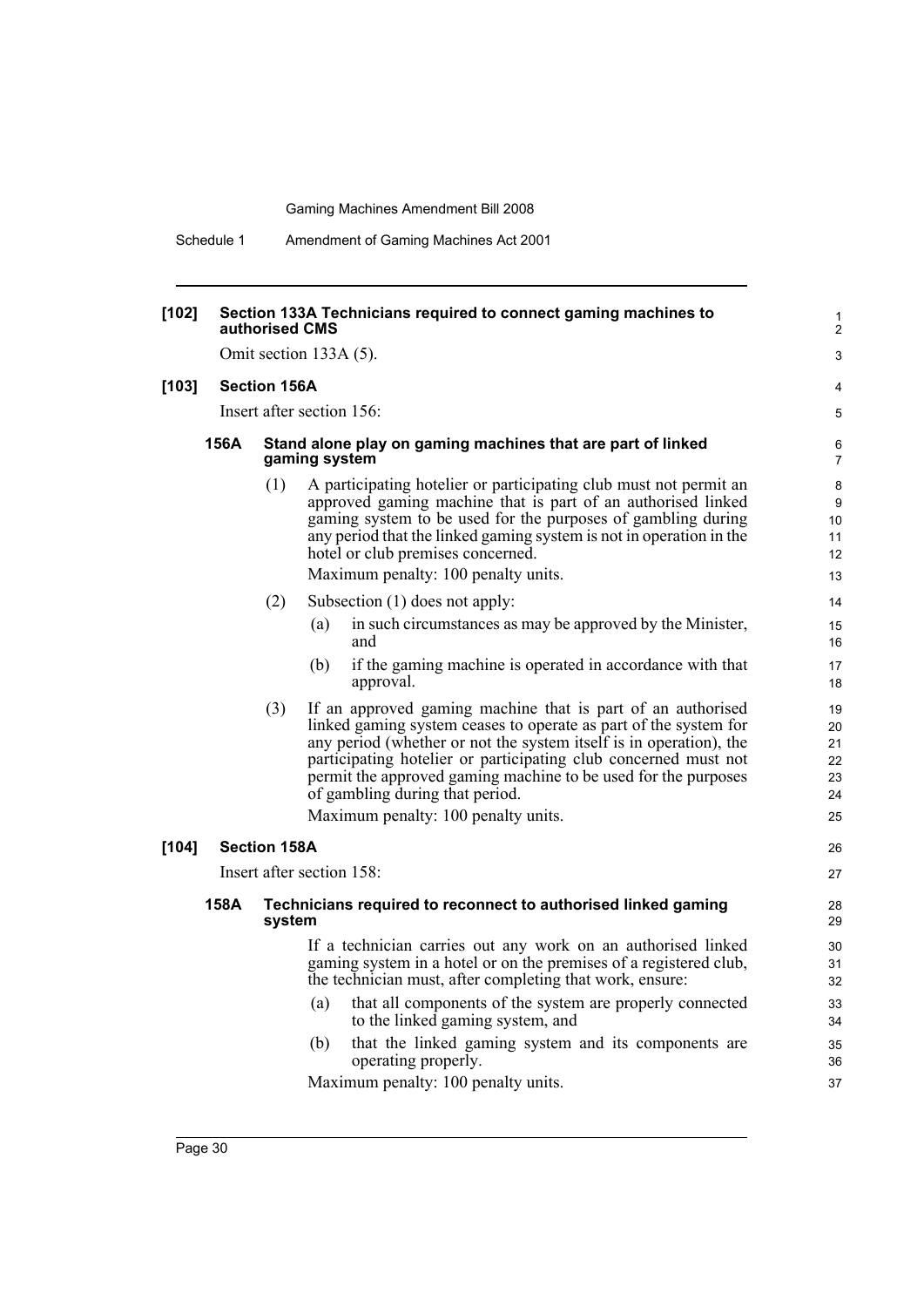**[102] Section 133A Technicians required to connect gaming machines to authorised CMS**

Omit section 133A (5).

**[103] Section 156A**

Insert after section 156:

**156A Stand alone play on gaming machines that are part of linked gaming system**

(1) A participating hotelier or participating club must not permit an approved gaming machine that is part of an authorised linked gaming system to be used for the purposes of gambling during any period that the linked gaming system is not in operation in the hotel or club premises concerned.

Maximum penalty: 100 penalty units.

(2) Subsection (1) does not apply:

(a) in such circumstances as may be approved by the Minister, and

(b) if the gaming machine is operated in accordance with that approval.

(3) If an approved gaming machine that is part of an authorised linked gaming system ceases to operate as part of the system for any period (whether or not the system itself is in operation), the participating hotelier or participating club concerned must not permit the approved gaming machine to be used for the purposes of gambling during that period.

Maximum penalty: 100 penalty units.

**[104] Section 158A**

Insert after section 158:

**158A Technicians required to reconnect to authorised linked gaming system**

If a technician carries out any work on an authorised linked gaming system in a hotel or on the premises of a registered club, the technician must, after completing that work, ensure:

(a) that all components of the system are properly connected to the linked gaming system, and

(b) that the linked gaming system and its components are operating properly.

Maximum penalty: 100 penalty units.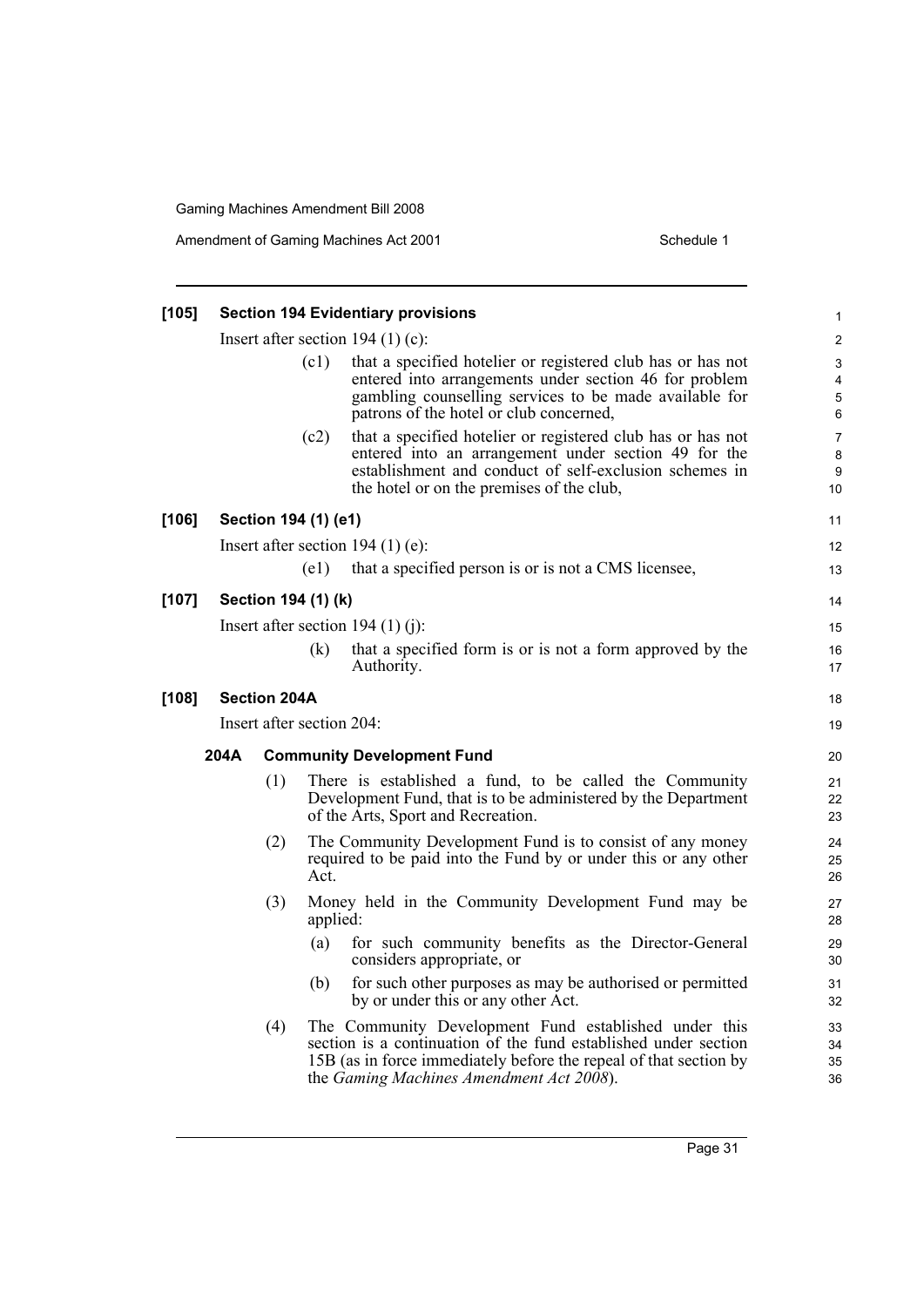**[105] Section 194 Evidentiary provisions**

Insert after section 194 (1) (c):

(c1) that a specified hotelier or registered club has or has not entered into arrangements under section 46 for problem gambling counselling services to be made available for patrons of the hotel or club concerned,

(c2) that a specified hotelier or registered club has or has not entered into an arrangement under section 49 for the establishment and conduct of self-exclusion schemes in the hotel or on the premises of the club,

**[106] Section 194 (1) (e1)**

Insert after section 194 (1) (e):

(e1) that a specified person is or is not a CMS licensee,

**[107] Section 194 (1) (k)**

Insert after section 194 (1) (j):

(k) that a specified form is or is not a form approved by the Authority.

**[108] Section 204A**

Insert after section 204:

**204A Community Development Fund**

(1) There is established a fund, to be called the Community Development Fund, that is to be administered by the Department of the Arts, Sport and Recreation.

(2) The Community Development Fund is to consist of any money required to be paid into the Fund by or under this or any other Act.

(3) Money held in the Community Development Fund may be applied:

(a) for such community benefits as the Director-General considers appropriate, or

(b) for such other purposes as may be authorised or permitted by or under this or any other Act.

(4) The Community Development Fund established under this section is a continuation of the fund established under section 15B (as in force immediately before the repeal of that section by the *Gaming Machines Amendment Act 2008*).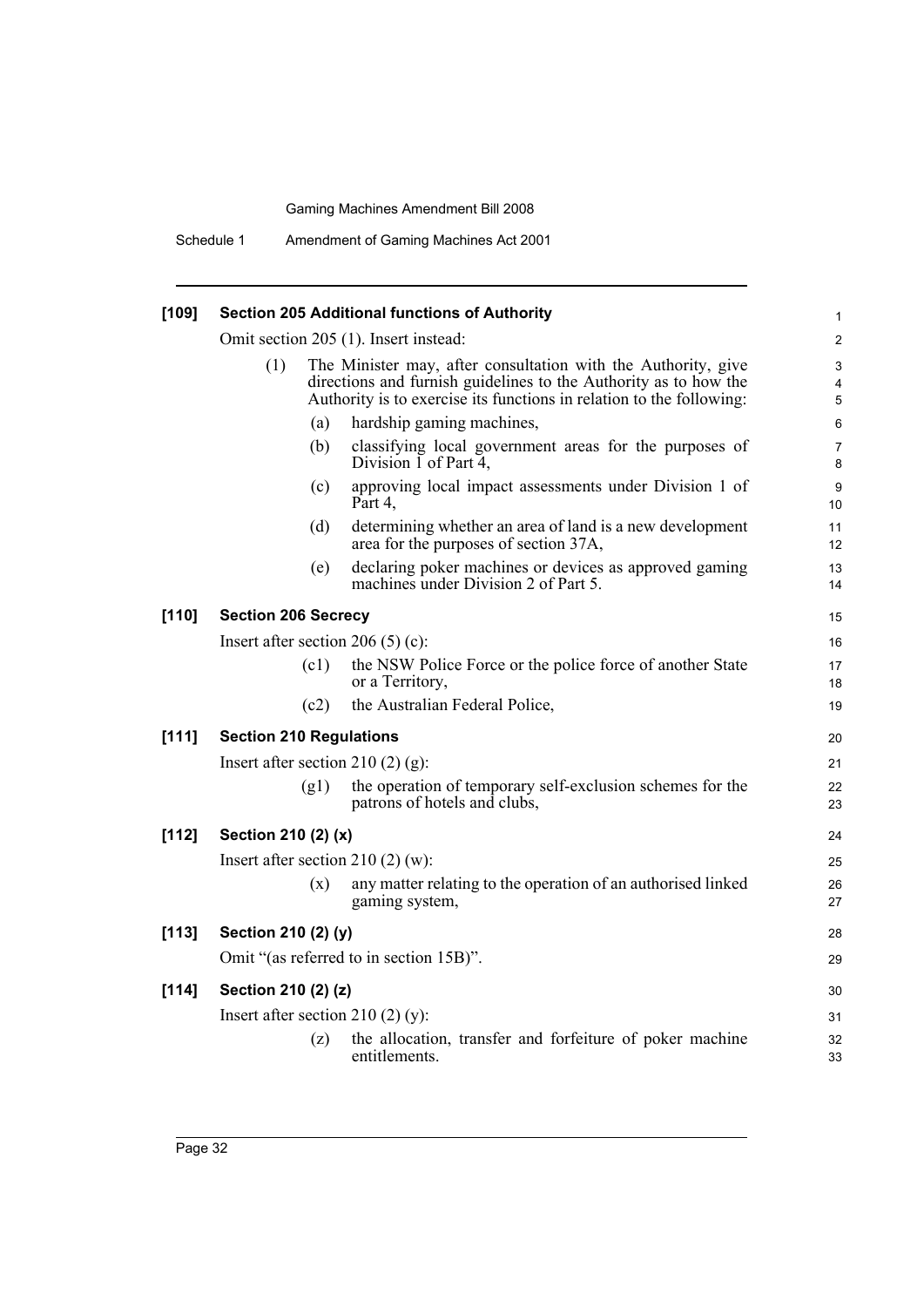**[109] Section 205 Additional functions of Authority**

Omit section 205 (1). Insert instead:

(1) The Minister may, after consultation with the Authority, give directions and furnish guidelines to the Authority as to how the Authority is to exercise its functions in relation to the following:

(a) hardship gaming machines,

(b) classifying local government areas for the purposes of Division 1 of Part 4,

(c) approving local impact assessments under Division 1 of Part 4,

(d) determining whether an area of land is a new development area for the purposes of section 37A,

(e) declaring poker machines or devices as approved gaming machines under Division 2 of Part 5.

**[110] Section 206 Secrecy**

Insert after section 206 (5) (c):

(c1) the NSW Police Force or the police force of another State or a Territory,

(c2) the Australian Federal Police,

**[111] Section 210 Regulations**

Insert after section 210 (2) (g):

(g1) the operation of temporary self-exclusion schemes for the patrons of hotels and clubs,

**[112] Section 210 (2) (x)**

Insert after section 210 (2) (w):

(x) any matter relating to the operation of an authorised linked gaming system,

**[113] Section 210 (2) (y)**

Omit "(as referred to in section 15B)".

**[114] Section 210 (2) (z)**

Insert after section 210 (2) (y):

(z) the allocation, transfer and forfeiture of poker machine entitlements.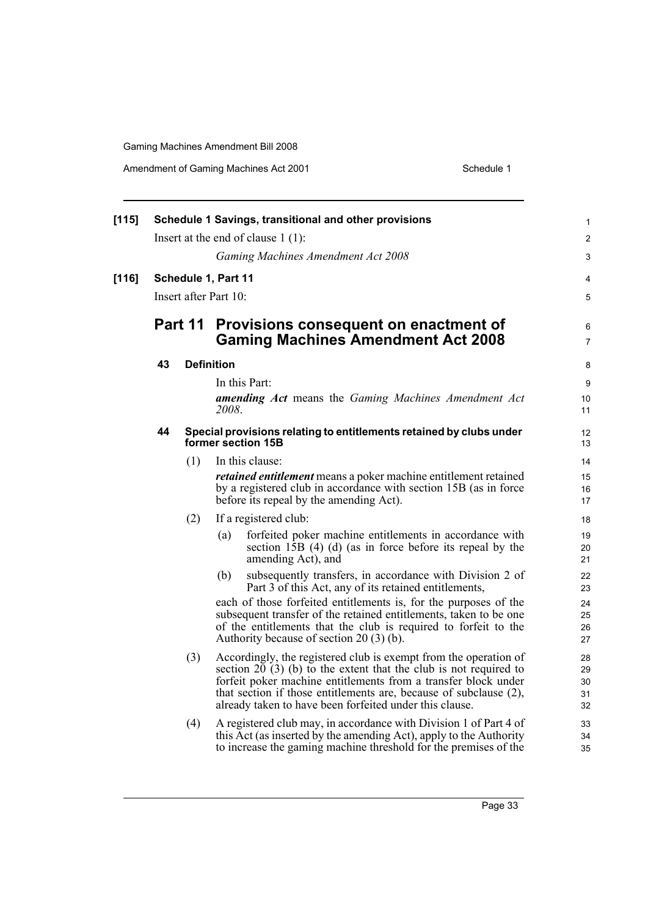**[115] Schedule 1 Savings, transitional and other provisions**

Insert at the end of clause 1 (1):

*Gaming Machines Amendment Act 2008*

**[116] Schedule 1, Part 11**

Insert after Part 10:

## Part 11 Provisions consequent on enactment of Gaming Machines Amendment Act 2008

### 43 Definition

In this Part:

***amending Act*** means the *Gaming Machines Amendment Act 2008*.

### 44 Special provisions relating to entitlements retained by clubs under former section 15B

(1) In this clause:

***retained entitlement*** means a poker machine entitlement retained by a registered club in accordance with section 15B (as in force before its repeal by the amending Act).

(2) If a registered club:

(a) forfeited poker machine entitlements in accordance with section 15B (4) (d) (as in force before its repeal by the amending Act), and

(b) subsequently transfers, in accordance with Division 2 of Part 3 of this Act, any of its retained entitlements,

each of those forfeited entitlements is, for the purposes of the subsequent transfer of the retained entitlements, taken to be one of the entitlements that the club is required to forfeit to the Authority because of section 20 (3) (b).

(3) Accordingly, the registered club is exempt from the operation of section 20 (3) (b) to the extent that the club is not required to forfeit poker machine entitlements from a transfer block under that section if those entitlements are, because of subclause (2), already taken to have been forfeited under this clause.

(4) A registered club may, in accordance with Division 1 of Part 4 of this Act (as inserted by the amending Act), apply to the Authority to increase the gaming machine threshold for the premises of the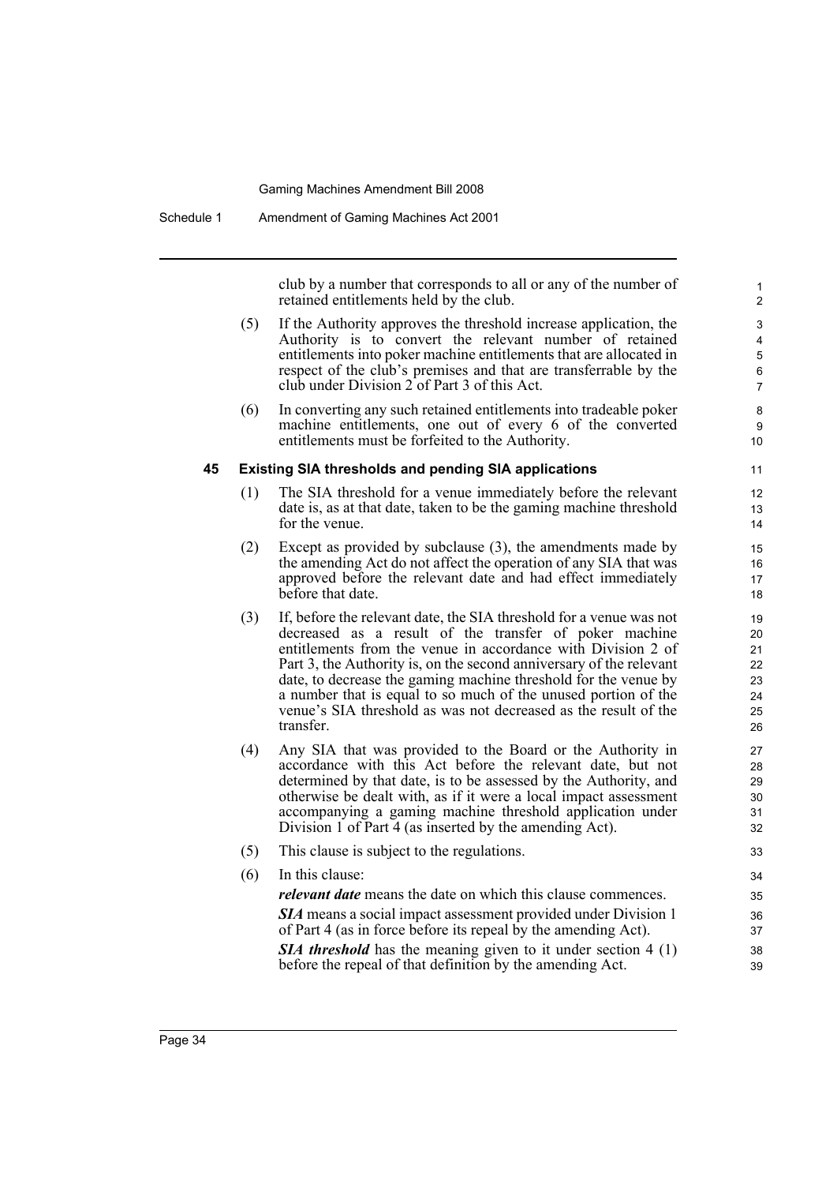club by a number that corresponds to all or any of the number of retained entitlements held by the club.

(5) If the Authority approves the threshold increase application, the Authority is to convert the relevant number of retained entitlements into poker machine entitlements that are allocated in respect of the club's premises and that are transferrable by the club under Division 2 of Part 3 of this Act.

(6) In converting any such retained entitlements into tradeable poker machine entitlements, one out of every 6 of the converted entitlements must be forfeited to the Authority.

**45 Existing SIA thresholds and pending SIA applications**

(1) The SIA threshold for a venue immediately before the relevant date is, as at that date, taken to be the gaming machine threshold for the venue.

(2) Except as provided by subclause (3), the amendments made by the amending Act do not affect the operation of any SIA that was approved before the relevant date and had effect immediately before that date.

(3) If, before the relevant date, the SIA threshold for a venue was not decreased as a result of the transfer of poker machine entitlements from the venue in accordance with Division 2 of Part 3, the Authority is, on the second anniversary of the relevant date, to decrease the gaming machine threshold for the venue by a number that is equal to so much of the unused portion of the venue's SIA threshold as was not decreased as the result of the transfer.

(4) Any SIA that was provided to the Board or the Authority in accordance with this Act before the relevant date, but not determined by that date, is to be assessed by the Authority, and otherwise be dealt with, as if it were a local impact assessment accompanying a gaming machine threshold application under Division 1 of Part 4 (as inserted by the amending Act).

(5) This clause is subject to the regulations.

(6) In this clause:

***relevant date*** means the date on which this clause commences.

***SIA*** means a social impact assessment provided under Division 1 of Part 4 (as in force before its repeal by the amending Act).

***SIA threshold*** has the meaning given to it under section 4 (1) before the repeal of that definition by the amending Act.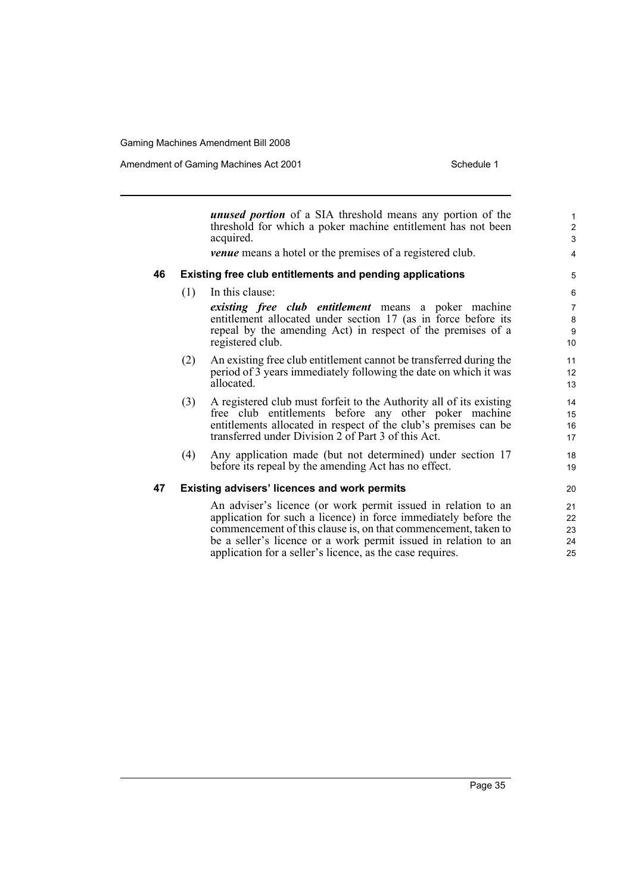***unused portion*** of a SIA threshold means any portion of the threshold for which a poker machine entitlement has not been acquired.

***venue*** means a hotel or the premises of a registered club.

### 46 Existing free club entitlements and pending applications

(1) In this clause:

***existing free club entitlement*** means a poker machine entitlement allocated under section 17 (as in force before its repeal by the amending Act) in respect of the premises of a registered club.

(2) An existing free club entitlement cannot be transferred during the period of 3 years immediately following the date on which it was allocated.

(3) A registered club must forfeit to the Authority all of its existing free club entitlements before any other poker machine entitlements allocated in respect of the club's premises can be transferred under Division 2 of Part 3 of this Act.

(4) Any application made (but not determined) under section 17 before its repeal by the amending Act has no effect.

### 47 Existing advisers' licences and work permits

An adviser's licence (or work permit issued in relation to an application for such a licence) in force immediately before the commencement of this clause is, on that commencement, taken to be a seller's licence or a work permit issued in relation to an application for a seller's licence, as the case requires.